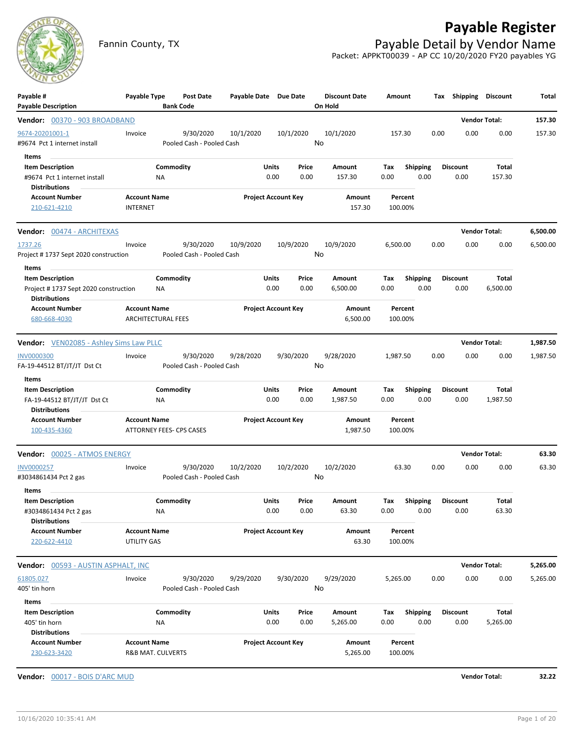# Payable Register

Fannin County, TX

## Payable Detail by Vendor Name

Packet: APPKT00039 - AP CC 10/20/2020 FY20 payables YG

| Payable # / Payable Description | Payable Type | Post Date / Bank Code | Payable Date | Due Date | Discount Date / On Hold | Amount | Tax | Shipping | Discount | Total |
|---|---|---|---|---|---|---|---|---|---|---|

**Vendor: 00370 - 903 BROADBAND** — Vendor Total: **157.30**

| Payable # | Payable Type | Post Date | Payable Date | Due Date | Discount Date | Amount | Tax | Shipping | Discount | Total |
|---|---|---|---|---|---|---|---|---|---|---|
| 9674-20201001-1 | Invoice | 9/30/2020 | 10/1/2020 | 10/1/2020 | 10/1/2020 | 157.30 | 0.00 | 0.00 | 0.00 | 157.30 |
| #9674 Pct 1 internet install | | Pooled Cash - Pooled Cash | | | No | | | | | |

Items

| Item Description | Commodity | Units | Price | Amount | Tax | Shipping | Discount | Total |
|---|---|---|---|---|---|---|---|---|
| #9674 Pct 1 internet install | NA | 0.00 | 0.00 | 157.30 | 0.00 | 0.00 | 0.00 | 157.30 |

Distributions

| Account Number | Account Name | Project Account Key | Amount | Percent |
|---|---|---|---|---|
| 210-621-4210 | INTERNET | | 157.30 | 100.00% |

**Vendor: 00474 - ARCHITEXAS** — Vendor Total: **6,500.00**

| Payable # | Payable Type | Post Date | Payable Date | Due Date | Discount Date | Amount | Tax | Shipping | Discount | Total |
|---|---|---|---|---|---|---|---|---|---|---|
| 1737.26 | Invoice | 9/30/2020 | 10/9/2020 | 10/9/2020 | 10/9/2020 | 6,500.00 | 0.00 | 0.00 | 0.00 | 6,500.00 |
| Project # 1737 Sept 2020 construction | | Pooled Cash - Pooled Cash | | | No | | | | | |

Items

| Item Description | Commodity | Units | Price | Amount | Tax | Shipping | Discount | Total |
|---|---|---|---|---|---|---|---|---|
| Project # 1737 Sept 2020 construction | NA | 0.00 | 0.00 | 6,500.00 | 0.00 | 0.00 | 0.00 | 6,500.00 |

Distributions

| Account Number | Account Name | Project Account Key | Amount | Percent |
|---|---|---|---|---|
| 680-668-4030 | ARCHITECTURAL FEES | | 6,500.00 | 100.00% |

**Vendor: VEN02085 - Ashley Sims Law PLLC** — Vendor Total: **1,987.50**

| Payable # | Payable Type | Post Date | Payable Date | Due Date | Discount Date | Amount | Tax | Shipping | Discount | Total |
|---|---|---|---|---|---|---|---|---|---|---|
| INV0000300 | Invoice | 9/30/2020 | 9/28/2020 | 9/30/2020 | 9/28/2020 | 1,987.50 | 0.00 | 0.00 | 0.00 | 1,987.50 |
| FA-19-44512 BT/JT/JT Dst Ct | | Pooled Cash - Pooled Cash | | | No | | | | | |

Items

| Item Description | Commodity | Units | Price | Amount | Tax | Shipping | Discount | Total |
|---|---|---|---|---|---|---|---|---|
| FA-19-44512 BT/JT/JT Dst Ct | NA | 0.00 | 0.00 | 1,987.50 | 0.00 | 0.00 | 0.00 | 1,987.50 |

Distributions

| Account Number | Account Name | Project Account Key | Amount | Percent |
|---|---|---|---|---|
| 100-435-4360 | ATTORNEY FEES- CPS CASES | | 1,987.50 | 100.00% |

**Vendor: 00025 - ATMOS ENERGY** — Vendor Total: **63.30**

| Payable # | Payable Type | Post Date | Payable Date | Due Date | Discount Date | Amount | Tax | Shipping | Discount | Total |
|---|---|---|---|---|---|---|---|---|---|---|
| INV0000257 | Invoice | 9/30/2020 | 10/2/2020 | 10/2/2020 | 10/2/2020 | 63.30 | 0.00 | 0.00 | 0.00 | 63.30 |
| #3034861434 Pct 2 gas | | Pooled Cash - Pooled Cash | | | No | | | | | |

Items

| Item Description | Commodity | Units | Price | Amount | Tax | Shipping | Discount | Total |
|---|---|---|---|---|---|---|---|---|
| #3034861434 Pct 2 gas | NA | 0.00 | 0.00 | 63.30 | 0.00 | 0.00 | 0.00 | 63.30 |

Distributions

| Account Number | Account Name | Project Account Key | Amount | Percent |
|---|---|---|---|---|
| 220-622-4410 | UTILITY GAS | | 63.30 | 100.00% |

**Vendor: 00593 - AUSTIN ASPHALT, INC** — Vendor Total: **5,265.00**

| Payable # | Payable Type | Post Date | Payable Date | Due Date | Discount Date | Amount | Tax | Shipping | Discount | Total |
|---|---|---|---|---|---|---|---|---|---|---|
| 61805.027 | Invoice | 9/30/2020 | 9/29/2020 | 9/30/2020 | 9/29/2020 | 5,265.00 | 0.00 | 0.00 | 0.00 | 5,265.00 |
| 405' tin horn | | Pooled Cash - Pooled Cash | | | No | | | | | |

Items

| Item Description | Commodity | Units | Price | Amount | Tax | Shipping | Discount | Total |
|---|---|---|---|---|---|---|---|---|
| 405' tin horn | NA | 0.00 | 0.00 | 5,265.00 | 0.00 | 0.00 | 0.00 | 5,265.00 |

Distributions

| Account Number | Account Name | Project Account Key | Amount | Percent |
|---|---|---|---|---|
| 230-623-3420 | R&B MAT. CULVERTS | | 5,265.00 | 100.00% |

**Vendor: 00017 - BOIS D'ARC MUD** — Vendor Total: **32.22**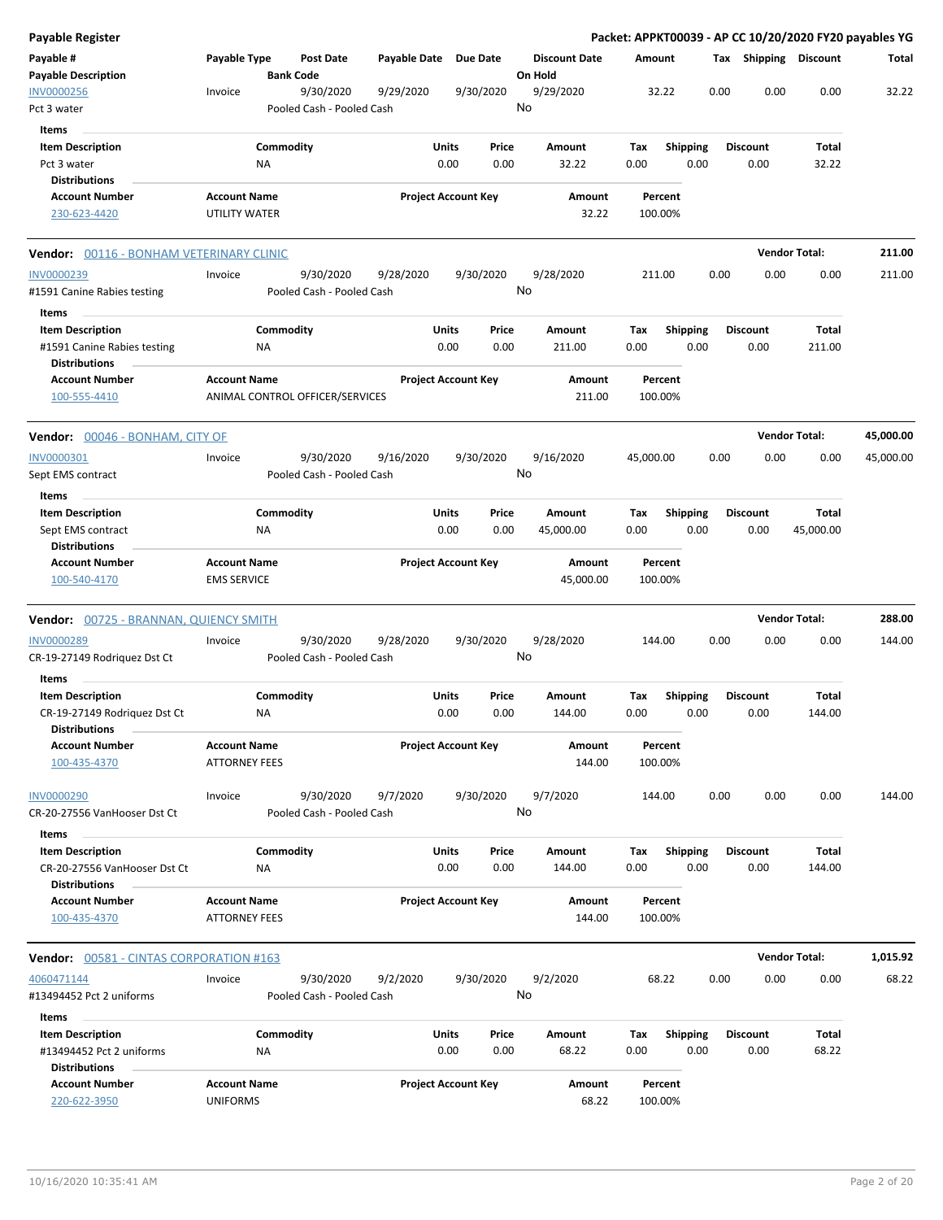# Payable Register

**Packet: APPKT00039 - AP CC 10/20/2020 FY20 payables YG**

| Payable # | Payable Type | Post Date | Payable Date | Due Date | Discount Date | Amount | Tax | Shipping | Discount | Total |
|---|---|---|---|---|---|---|---|---|---|---|
| **Payable Description** | | **Bank Code** | | | **On Hold** | | | | | |

INV0000256 | Invoice | 9/30/2020 | 9/29/2020 | 9/30/2020 | 9/29/2020 | 32.22 | 0.00 | 0.00 | 0.00 | 32.22

Pct 3 water — Pooled Cash - Pooled Cash — On Hold: No

**Items**

| Item Description | Commodity | Units | Price | Amount | Tax | Shipping | Discount | Total |
|---|---|---|---|---|---|---|---|---|
| Pct 3 water | NA | 0.00 | 0.00 | 32.22 | 0.00 | 0.00 | 0.00 | 32.22 |

**Distributions**

| Account Number | Account Name | Project Account Key | Amount | Percent |
|---|---|---|---|---|
| 230-623-4420 | UTILITY WATER | | 32.22 | 100.00% |

---

**Vendor: 00116 - BONHAM VETERINARY CLINIC** — **Vendor Total: 211.00**

INV0000239 | Invoice | 9/30/2020 | 9/28/2020 | 9/30/2020 | 9/28/2020 | 211.00 | 0.00 | 0.00 | 0.00 | 211.00

#1591 Canine Rabies testing — Pooled Cash - Pooled Cash — On Hold: No

**Items**

| Item Description | Commodity | Units | Price | Amount | Tax | Shipping | Discount | Total |
|---|---|---|---|---|---|---|---|---|
| #1591 Canine Rabies testing | NA | 0.00 | 0.00 | 211.00 | 0.00 | 0.00 | 0.00 | 211.00 |

**Distributions**

| Account Number | Account Name | Project Account Key | Amount | Percent |
|---|---|---|---|---|
| 100-555-4410 | ANIMAL CONTROL OFFICER/SERVICES | | 211.00 | 100.00% |

---

**Vendor: 00046 - BONHAM, CITY OF** — **Vendor Total: 45,000.00**

INV0000301 | Invoice | 9/30/2020 | 9/16/2020 | 9/30/2020 | 9/16/2020 | 45,000.00 | 0.00 | 0.00 | 0.00 | 45,000.00

Sept EMS contract — Pooled Cash - Pooled Cash — On Hold: No

**Items**

| Item Description | Commodity | Units | Price | Amount | Tax | Shipping | Discount | Total |
|---|---|---|---|---|---|---|---|---|
| Sept EMS contract | NA | 0.00 | 0.00 | 45,000.00 | 0.00 | 0.00 | 0.00 | 45,000.00 |

**Distributions**

| Account Number | Account Name | Project Account Key | Amount | Percent |
|---|---|---|---|---|
| 100-540-4170 | EMS SERVICE | | 45,000.00 | 100.00% |

---

**Vendor: 00725 - BRANNAN, QUIENCY SMITH** — **Vendor Total: 288.00**

INV0000289 | Invoice | 9/30/2020 | 9/28/2020 | 9/30/2020 | 9/28/2020 | 144.00 | 0.00 | 0.00 | 0.00 | 144.00

CR-19-27149 Rodriquez Dst Ct — Pooled Cash - Pooled Cash — On Hold: No

**Items**

| Item Description | Commodity | Units | Price | Amount | Tax | Shipping | Discount | Total |
|---|---|---|---|---|---|---|---|---|
| CR-19-27149 Rodriquez Dst Ct | NA | 0.00 | 0.00 | 144.00 | 0.00 | 0.00 | 0.00 | 144.00 |

**Distributions**

| Account Number | Account Name | Project Account Key | Amount | Percent |
|---|---|---|---|---|
| 100-435-4370 | ATTORNEY FEES | | 144.00 | 100.00% |

INV0000290 | Invoice | 9/30/2020 | 9/7/2020 | 9/30/2020 | 9/7/2020 | 144.00 | 0.00 | 0.00 | 0.00 | 144.00

CR-20-27556 VanHooser Dst Ct — Pooled Cash - Pooled Cash — On Hold: No

**Items**

| Item Description | Commodity | Units | Price | Amount | Tax | Shipping | Discount | Total |
|---|---|---|---|---|---|---|---|---|
| CR-20-27556 VanHooser Dst Ct | NA | 0.00 | 0.00 | 144.00 | 0.00 | 0.00 | 0.00 | 144.00 |

**Distributions**

| Account Number | Account Name | Project Account Key | Amount | Percent |
|---|---|---|---|---|
| 100-435-4370 | ATTORNEY FEES | | 144.00 | 100.00% |

---

**Vendor: 00581 - CINTAS CORPORATION #163** — **Vendor Total: 1,015.92**

4060471144 | Invoice | 9/30/2020 | 9/2/2020 | 9/30/2020 | 9/2/2020 | 68.22 | 0.00 | 0.00 | 0.00 | 68.22

#13494452 Pct 2 uniforms — Pooled Cash - Pooled Cash — On Hold: No

**Items**

| Item Description | Commodity | Units | Price | Amount | Tax | Shipping | Discount | Total |
|---|---|---|---|---|---|---|---|---|
| #13494452 Pct 2 uniforms | NA | 0.00 | 0.00 | 68.22 | 0.00 | 0.00 | 0.00 | 68.22 |

**Distributions**

| Account Number | Account Name | Project Account Key | Amount | Percent |
|---|---|---|---|---|
| 220-622-3950 | UNIFORMS | | 68.22 | 100.00% |

10/16/2020 10:35:41 AM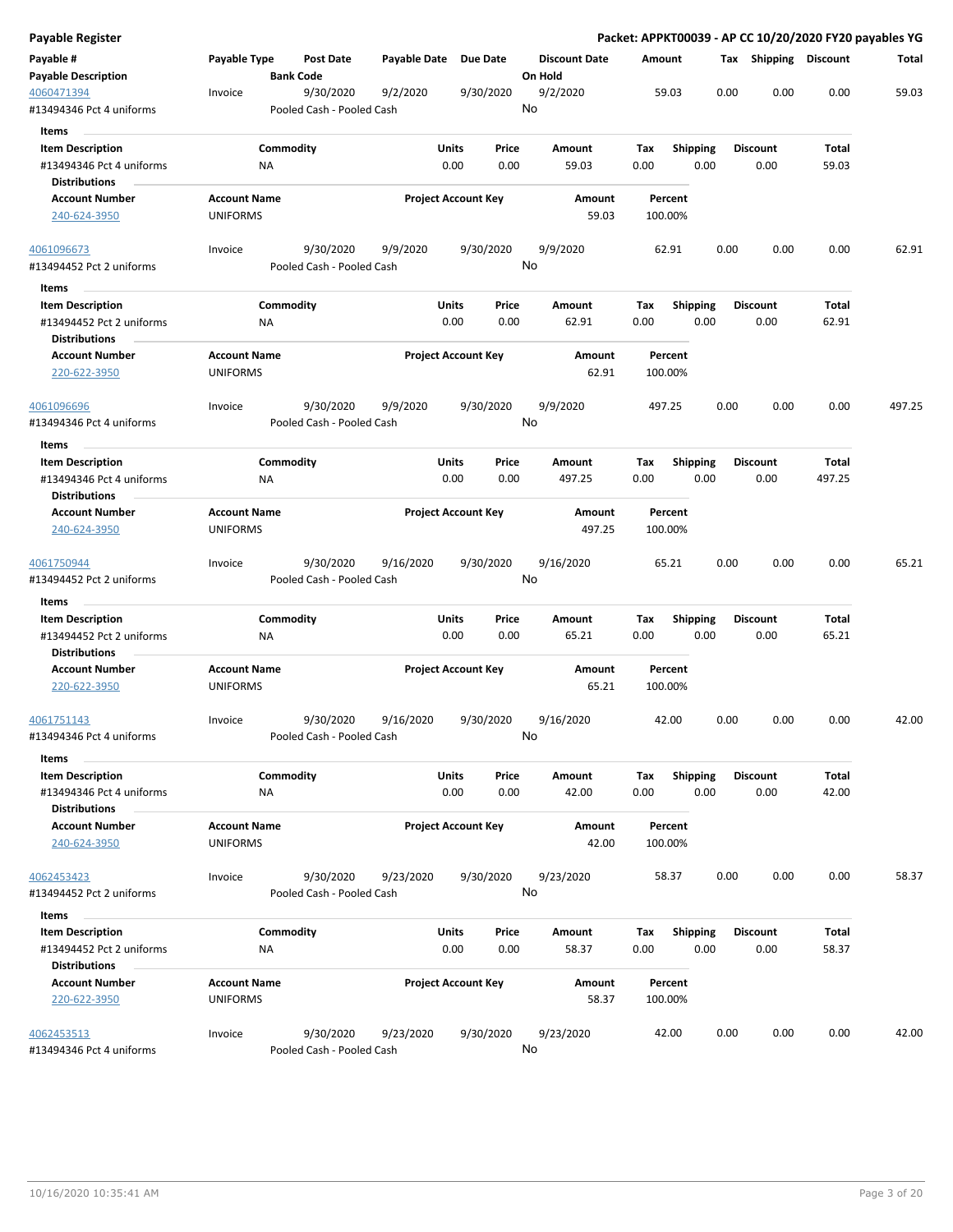# Payable Register

**Packet: APPKT00039 - AP CC 10/20/2020 FY20 payables YG**

| Payable # / Payable Description | Payable Type | Post Date / Bank Code | Payable Date | Due Date | Discount Date / On Hold | Amount | Tax | Shipping | Discount | Total |
|---|---|---|---|---|---|---|---|---|---|---|
| 4060471394 | Invoice | 9/30/2020 | 9/2/2020 | 9/30/2020 | 9/2/2020 | 59.03 | 0.00 | 0.00 | 0.00 | 59.03 |
| #13494346 Pct 4 uniforms | | Pooled Cash - Pooled Cash | | | No | | | | | |

**Items**

| Item Description | Commodity | Units | Price | Amount | Tax | Shipping | Discount | Total |
|---|---|---|---|---|---|---|---|---|
| #13494346 Pct 4 uniforms | NA | 0.00 | 0.00 | 59.03 | 0.00 | 0.00 | 0.00 | 59.03 |

**Distributions**

| Account Number | Account Name | Project Account Key | Amount | Percent |
|---|---|---|---|---|
| 240-624-3950 | UNIFORMS | | 59.03 | 100.00% |

| Payable # / Payable Description | Payable Type | Post Date / Bank Code | Payable Date | Due Date | Discount Date / On Hold | Amount | Tax | Shipping | Discount | Total |
|---|---|---|---|---|---|---|---|---|---|---|
| 4061096673 | Invoice | 9/30/2020 | 9/9/2020 | 9/30/2020 | 9/9/2020 | 62.91 | 0.00 | 0.00 | 0.00 | 62.91 |
| #13494452 Pct 2 uniforms | | Pooled Cash - Pooled Cash | | | No | | | | | |

**Items**

| Item Description | Commodity | Units | Price | Amount | Tax | Shipping | Discount | Total |
|---|---|---|---|---|---|---|---|---|
| #13494452 Pct 2 uniforms | NA | 0.00 | 0.00 | 62.91 | 0.00 | 0.00 | 0.00 | 62.91 |

**Distributions**

| Account Number | Account Name | Project Account Key | Amount | Percent |
|---|---|---|---|---|
| 220-622-3950 | UNIFORMS | | 62.91 | 100.00% |

| Payable # / Payable Description | Payable Type | Post Date / Bank Code | Payable Date | Due Date | Discount Date / On Hold | Amount | Tax | Shipping | Discount | Total |
|---|---|---|---|---|---|---|---|---|---|---|
| 4061096696 | Invoice | 9/30/2020 | 9/9/2020 | 9/30/2020 | 9/9/2020 | 497.25 | 0.00 | 0.00 | 0.00 | 497.25 |
| #13494346 Pct 4 uniforms | | Pooled Cash - Pooled Cash | | | No | | | | | |

**Items**

| Item Description | Commodity | Units | Price | Amount | Tax | Shipping | Discount | Total |
|---|---|---|---|---|---|---|---|---|
| #13494346 Pct 4 uniforms | NA | 0.00 | 0.00 | 497.25 | 0.00 | 0.00 | 0.00 | 497.25 |

**Distributions**

| Account Number | Account Name | Project Account Key | Amount | Percent |
|---|---|---|---|---|
| 240-624-3950 | UNIFORMS | | 497.25 | 100.00% |

| Payable # / Payable Description | Payable Type | Post Date / Bank Code | Payable Date | Due Date | Discount Date / On Hold | Amount | Tax | Shipping | Discount | Total |
|---|---|---|---|---|---|---|---|---|---|---|
| 4061750944 | Invoice | 9/30/2020 | 9/16/2020 | 9/30/2020 | 9/16/2020 | 65.21 | 0.00 | 0.00 | 0.00 | 65.21 |
| #13494452 Pct 2 uniforms | | Pooled Cash - Pooled Cash | | | No | | | | | |

**Items**

| Item Description | Commodity | Units | Price | Amount | Tax | Shipping | Discount | Total |
|---|---|---|---|---|---|---|---|---|
| #13494452 Pct 2 uniforms | NA | 0.00 | 0.00 | 65.21 | 0.00 | 0.00 | 0.00 | 65.21 |

**Distributions**

| Account Number | Account Name | Project Account Key | Amount | Percent |
|---|---|---|---|---|
| 220-622-3950 | UNIFORMS | | 65.21 | 100.00% |

| Payable # / Payable Description | Payable Type | Post Date / Bank Code | Payable Date | Due Date | Discount Date / On Hold | Amount | Tax | Shipping | Discount | Total |
|---|---|---|---|---|---|---|---|---|---|---|
| 4061751143 | Invoice | 9/30/2020 | 9/16/2020 | 9/30/2020 | 9/16/2020 | 42.00 | 0.00 | 0.00 | 0.00 | 42.00 |
| #13494346 Pct 4 uniforms | | Pooled Cash - Pooled Cash | | | No | | | | | |

**Items**

| Item Description | Commodity | Units | Price | Amount | Tax | Shipping | Discount | Total |
|---|---|---|---|---|---|---|---|---|
| #13494346 Pct 4 uniforms | NA | 0.00 | 0.00 | 42.00 | 0.00 | 0.00 | 0.00 | 42.00 |

**Distributions**

| Account Number | Account Name | Project Account Key | Amount | Percent |
|---|---|---|---|---|
| 240-624-3950 | UNIFORMS | | 42.00 | 100.00% |

| Payable # / Payable Description | Payable Type | Post Date / Bank Code | Payable Date | Due Date | Discount Date / On Hold | Amount | Tax | Shipping | Discount | Total |
|---|---|---|---|---|---|---|---|---|---|---|
| 4062453423 | Invoice | 9/30/2020 | 9/23/2020 | 9/30/2020 | 9/23/2020 | 58.37 | 0.00 | 0.00 | 0.00 | 58.37 |
| #13494452 Pct 2 uniforms | | Pooled Cash - Pooled Cash | | | No | | | | | |

**Items**

| Item Description | Commodity | Units | Price | Amount | Tax | Shipping | Discount | Total |
|---|---|---|---|---|---|---|---|---|
| #13494452 Pct 2 uniforms | NA | 0.00 | 0.00 | 58.37 | 0.00 | 0.00 | 0.00 | 58.37 |

**Distributions**

| Account Number | Account Name | Project Account Key | Amount | Percent |
|---|---|---|---|---|
| 220-622-3950 | UNIFORMS | | 58.37 | 100.00% |

| Payable # / Payable Description | Payable Type | Post Date / Bank Code | Payable Date | Due Date | Discount Date / On Hold | Amount | Tax | Shipping | Discount | Total |
|---|---|---|---|---|---|---|---|---|---|---|
| 4062453513 | Invoice | 9/30/2020 | 9/23/2020 | 9/30/2020 | 9/23/2020 | 42.00 | 0.00 | 0.00 | 0.00 | 42.00 |
| #13494346 Pct 4 uniforms | | Pooled Cash - Pooled Cash | | | No | | | | | |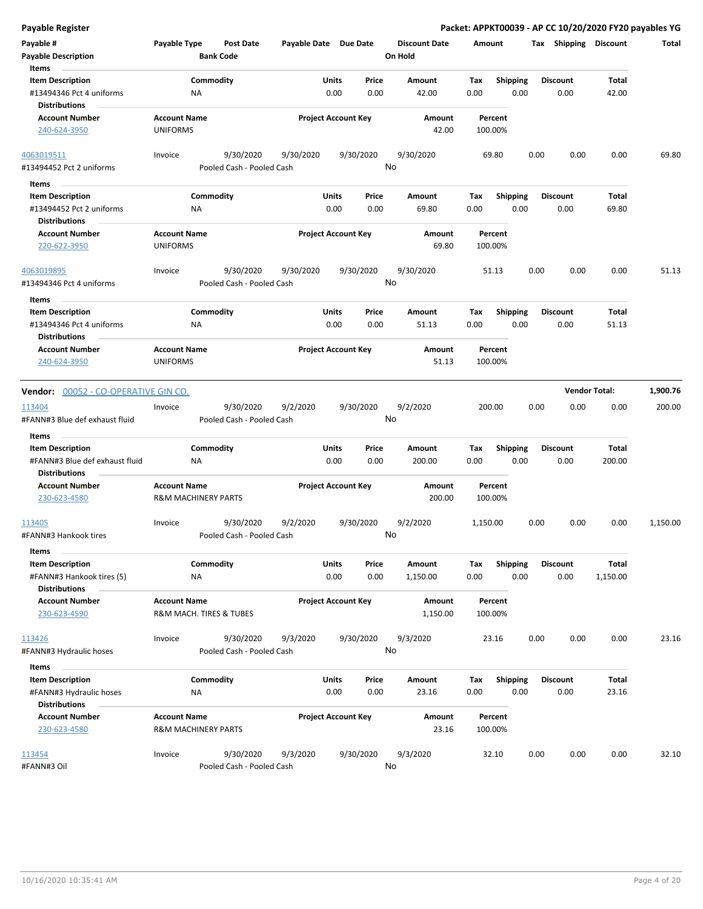## Payable Register

**Packet: APPKT00039 - AP CC 10/20/2020 FY20 payables YG**

| Payable # | Payable Type | Post Date | Payable Date | Due Date | Discount Date | Amount | Tax | Shipping | Discount | Total |
|---|---|---|---|---|---|---|---|---|---|---|
| Payable Description | | Bank Code | | | On Hold | | | | | |

**Items**

| Item Description | Commodity | Units | Price | Amount | Tax | Shipping | Discount | Total |
|---|---|---|---|---|---|---|---|---|
| #13494346 Pct 4 uniforms | NA | 0.00 | 0.00 | 42.00 | 0.00 | 0.00 | 0.00 | 42.00 |

**Distributions**

| Account Number | Account Name | Project Account Key | Amount | Percent |
|---|---|---|---|---|
| 240-624-3950 | UNIFORMS | | 42.00 | 100.00% |

| Payable # | Payable Type | Post Date | Payable Date | Due Date | Discount Date | Amount | Tax | Shipping | Discount | Total |
|---|---|---|---|---|---|---|---|---|---|---|
| 4063019511 | Invoice | 9/30/2020 | 9/30/2020 | 9/30/2020 | 9/30/2020 | 69.80 | 0.00 | 0.00 | 0.00 | 69.80 |
| #13494452 Pct 2 uniforms | | Pooled Cash - Pooled Cash | | | No | | | | | |

**Items**

| Item Description | Commodity | Units | Price | Amount | Tax | Shipping | Discount | Total |
|---|---|---|---|---|---|---|---|---|
| #13494452 Pct 2 uniforms | NA | 0.00 | 0.00 | 69.80 | 0.00 | 0.00 | 0.00 | 69.80 |

**Distributions**

| Account Number | Account Name | Project Account Key | Amount | Percent |
|---|---|---|---|---|
| 220-622-3950 | UNIFORMS | | 69.80 | 100.00% |

| Payable # | Payable Type | Post Date | Payable Date | Due Date | Discount Date | Amount | Tax | Shipping | Discount | Total |
|---|---|---|---|---|---|---|---|---|---|---|
| 4063019895 | Invoice | 9/30/2020 | 9/30/2020 | 9/30/2020 | 9/30/2020 | 51.13 | 0.00 | 0.00 | 0.00 | 51.13 |
| #13494346 Pct 4 uniforms | | Pooled Cash - Pooled Cash | | | No | | | | | |

**Items**

| Item Description | Commodity | Units | Price | Amount | Tax | Shipping | Discount | Total |
|---|---|---|---|---|---|---|---|---|
| #13494346 Pct 4 uniforms | NA | 0.00 | 0.00 | 51.13 | 0.00 | 0.00 | 0.00 | 51.13 |

**Distributions**

| Account Number | Account Name | Project Account Key | Amount | Percent |
|---|---|---|---|---|
| 240-624-3950 | UNIFORMS | | 51.13 | 100.00% |

**Vendor:** 00052 - CO-OPERATIVE GIN CO. **Vendor Total:** 1,900.76

| Payable # | Payable Type | Post Date | Payable Date | Due Date | Discount Date | Amount | Tax | Shipping | Discount | Total |
|---|---|---|---|---|---|---|---|---|---|---|
| 113404 | Invoice | 9/30/2020 | 9/2/2020 | 9/30/2020 | 9/2/2020 | 200.00 | 0.00 | 0.00 | 0.00 | 200.00 |
| #FANN#3 Blue def exhaust fluid | | Pooled Cash - Pooled Cash | | | No | | | | | |

**Items**

| Item Description | Commodity | Units | Price | Amount | Tax | Shipping | Discount | Total |
|---|---|---|---|---|---|---|---|---|
| #FANN#3 Blue def exhaust fluid | NA | 0.00 | 0.00 | 200.00 | 0.00 | 0.00 | 0.00 | 200.00 |

**Distributions**

| Account Number | Account Name | Project Account Key | Amount | Percent |
|---|---|---|---|---|
| 230-623-4580 | R&M MACHINERY PARTS | | 200.00 | 100.00% |

| Payable # | Payable Type | Post Date | Payable Date | Due Date | Discount Date | Amount | Tax | Shipping | Discount | Total |
|---|---|---|---|---|---|---|---|---|---|---|
| 113405 | Invoice | 9/30/2020 | 9/2/2020 | 9/30/2020 | 9/2/2020 | 1,150.00 | 0.00 | 0.00 | 0.00 | 1,150.00 |
| #FANN#3 Hankook tires | | Pooled Cash - Pooled Cash | | | No | | | | | |

**Items**

| Item Description | Commodity | Units | Price | Amount | Tax | Shipping | Discount | Total |
|---|---|---|---|---|---|---|---|---|
| #FANN#3 Hankook tires (5) | NA | 0.00 | 0.00 | 1,150.00 | 0.00 | 0.00 | 0.00 | 1,150.00 |

**Distributions**

| Account Number | Account Name | Project Account Key | Amount | Percent |
|---|---|---|---|---|
| 230-623-4590 | R&M MACH. TIRES & TUBES | | 1,150.00 | 100.00% |

| Payable # | Payable Type | Post Date | Payable Date | Due Date | Discount Date | Amount | Tax | Shipping | Discount | Total |
|---|---|---|---|---|---|---|---|---|---|---|
| 113426 | Invoice | 9/30/2020 | 9/3/2020 | 9/30/2020 | 9/3/2020 | 23.16 | 0.00 | 0.00 | 0.00 | 23.16 |
| #FANN#3 Hydraulic hoses | | Pooled Cash - Pooled Cash | | | No | | | | | |

**Items**

| Item Description | Commodity | Units | Price | Amount | Tax | Shipping | Discount | Total |
|---|---|---|---|---|---|---|---|---|
| #FANN#3 Hydraulic hoses | NA | 0.00 | 0.00 | 23.16 | 0.00 | 0.00 | 0.00 | 23.16 |

**Distributions**

| Account Number | Account Name | Project Account Key | Amount | Percent |
|---|---|---|---|---|
| 230-623-4580 | R&M MACHINERY PARTS | | 23.16 | 100.00% |

| Payable # | Payable Type | Post Date | Payable Date | Due Date | Discount Date | Amount | Tax | Shipping | Discount | Total |
|---|---|---|---|---|---|---|---|---|---|---|
| 113454 | Invoice | 9/30/2020 | 9/3/2020 | 9/30/2020 | 9/3/2020 | 32.10 | 0.00 | 0.00 | 0.00 | 32.10 |
| #FANN#3 Oil | | Pooled Cash - Pooled Cash | | | No | | | | | |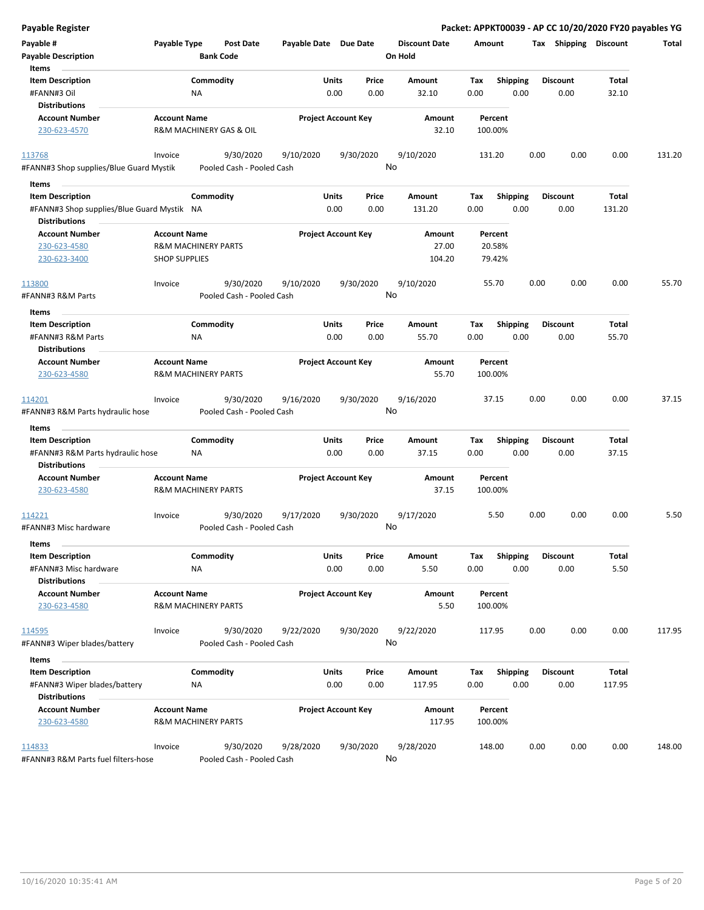# Payable Register

**Packet: APPKT00039 - AP CC 10/20/2020 FY20 payables YG**

| Payable # | Payable Type | Post Date | Payable Date | Due Date | Discount Date | Amount | Tax | Shipping | Discount | Total |
|---|---|---|---|---|---|---|---|---|---|---|
| Payable Description | | Bank Code | | | On Hold | | | | | |

**Items**

| Item Description | Commodity | Units | Price | Amount | Tax | Shipping | Discount | Total |
|---|---|---|---|---|---|---|---|---|
| #FANN#3 Oil | NA | 0.00 | 0.00 | 32.10 | 0.00 | 0.00 | 0.00 | 32.10 |

**Distributions**

| Account Number | Account Name | Project Account Key | Amount | Percent |
|---|---|---|---|---|
| 230-623-4570 | R&M MACHINERY GAS & OIL | | 32.10 | 100.00% |

| Payable # | Payable Type | Post Date | Payable Date | Due Date | Discount Date | Amount | Tax | Shipping | Discount | Total |
|---|---|---|---|---|---|---|---|---|---|---|
| 113768 | Invoice | 9/30/2020 | 9/10/2020 | 9/30/2020 | 9/10/2020 | 131.20 | 0.00 | 0.00 | 0.00 | 131.20 |
| #FANN#3 Shop supplies/Blue Guard Mystik | | Pooled Cash - Pooled Cash | | | No | | | | | |

**Items**

| Item Description | Commodity | Units | Price | Amount | Tax | Shipping | Discount | Total |
|---|---|---|---|---|---|---|---|---|
| #FANN#3 Shop supplies/Blue Guard Mystik | NA | 0.00 | 0.00 | 131.20 | 0.00 | 0.00 | 0.00 | 131.20 |

**Distributions**

| Account Number | Account Name | Project Account Key | Amount | Percent |
|---|---|---|---|---|
| 230-623-4580 | R&M MACHINERY PARTS | | 27.00 | 20.58% |
| 230-623-3400 | SHOP SUPPLIES | | 104.20 | 79.42% |

| Payable # | Payable Type | Post Date | Payable Date | Due Date | Discount Date | Amount | Tax | Shipping | Discount | Total |
|---|---|---|---|---|---|---|---|---|---|---|
| 113800 | Invoice | 9/30/2020 | 9/10/2020 | 9/30/2020 | 9/10/2020 | 55.70 | 0.00 | 0.00 | 0.00 | 55.70 |
| #FANN#3 R&M Parts | | Pooled Cash - Pooled Cash | | | No | | | | | |

**Items**

| Item Description | Commodity | Units | Price | Amount | Tax | Shipping | Discount | Total |
|---|---|---|---|---|---|---|---|---|
| #FANN#3 R&M Parts | NA | 0.00 | 0.00 | 55.70 | 0.00 | 0.00 | 0.00 | 55.70 |

**Distributions**

| Account Number | Account Name | Project Account Key | Amount | Percent |
|---|---|---|---|---|
| 230-623-4580 | R&M MACHINERY PARTS | | 55.70 | 100.00% |

| Payable # | Payable Type | Post Date | Payable Date | Due Date | Discount Date | Amount | Tax | Shipping | Discount | Total |
|---|---|---|---|---|---|---|---|---|---|---|
| 114201 | Invoice | 9/30/2020 | 9/16/2020 | 9/30/2020 | 9/16/2020 | 37.15 | 0.00 | 0.00 | 0.00 | 37.15 |
| #FANN#3 R&M Parts hydraulic hose | | Pooled Cash - Pooled Cash | | | No | | | | | |

**Items**

| Item Description | Commodity | Units | Price | Amount | Tax | Shipping | Discount | Total |
|---|---|---|---|---|---|---|---|---|
| #FANN#3 R&M Parts hydraulic hose | NA | 0.00 | 0.00 | 37.15 | 0.00 | 0.00 | 0.00 | 37.15 |

**Distributions**

| Account Number | Account Name | Project Account Key | Amount | Percent |
|---|---|---|---|---|
| 230-623-4580 | R&M MACHINERY PARTS | | 37.15 | 100.00% |

| Payable # | Payable Type | Post Date | Payable Date | Due Date | Discount Date | Amount | Tax | Shipping | Discount | Total |
|---|---|---|---|---|---|---|---|---|---|---|
| 114221 | Invoice | 9/30/2020 | 9/17/2020 | 9/30/2020 | 9/17/2020 | 5.50 | 0.00 | 0.00 | 0.00 | 5.50 |
| #FANN#3 Misc hardware | | Pooled Cash - Pooled Cash | | | No | | | | | |

**Items**

| Item Description | Commodity | Units | Price | Amount | Tax | Shipping | Discount | Total |
|---|---|---|---|---|---|---|---|---|
| #FANN#3 Misc hardware | NA | 0.00 | 0.00 | 5.50 | 0.00 | 0.00 | 0.00 | 5.50 |

**Distributions**

| Account Number | Account Name | Project Account Key | Amount | Percent |
|---|---|---|---|---|
| 230-623-4580 | R&M MACHINERY PARTS | | 5.50 | 100.00% |

| Payable # | Payable Type | Post Date | Payable Date | Due Date | Discount Date | Amount | Tax | Shipping | Discount | Total |
|---|---|---|---|---|---|---|---|---|---|---|
| 114595 | Invoice | 9/30/2020 | 9/22/2020 | 9/30/2020 | 9/22/2020 | 117.95 | 0.00 | 0.00 | 0.00 | 117.95 |
| #FANN#3 Wiper blades/battery | | Pooled Cash - Pooled Cash | | | No | | | | | |

**Items**

| Item Description | Commodity | Units | Price | Amount | Tax | Shipping | Discount | Total |
|---|---|---|---|---|---|---|---|---|
| #FANN#3 Wiper blades/battery | NA | 0.00 | 0.00 | 117.95 | 0.00 | 0.00 | 0.00 | 117.95 |

**Distributions**

| Account Number | Account Name | Project Account Key | Amount | Percent |
|---|---|---|---|---|
| 230-623-4580 | R&M MACHINERY PARTS | | 117.95 | 100.00% |

| Payable # | Payable Type | Post Date | Payable Date | Due Date | Discount Date | Amount | Tax | Shipping | Discount | Total |
|---|---|---|---|---|---|---|---|---|---|---|
| 114833 | Invoice | 9/30/2020 | 9/28/2020 | 9/30/2020 | 9/28/2020 | 148.00 | 0.00 | 0.00 | 0.00 | 148.00 |
| #FANN#3 R&M Parts fuel filters-hose | | Pooled Cash - Pooled Cash | | | No | | | | | |

10/16/2020 10:35:41 AM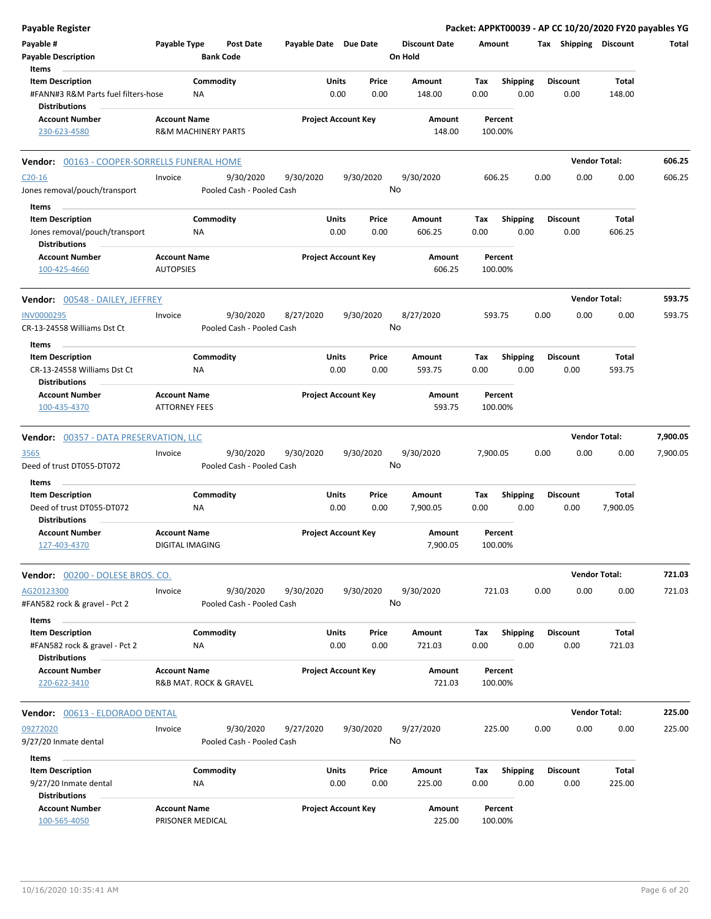**Payable Register** — Packet: APPKT00039 - AP CC 10/20/2020 FY20 payables YG

| Payable # | Payable Type | Post Date | Payable Date | Due Date | Discount Date | Amount | Tax | Shipping | Discount | Total |
|---|---|---|---|---|---|---|---|---|---|---|
| Payable Description | | Bank Code | | | On Hold | | | | | |

**Items**

| Item Description | Commodity | Units | Price | Amount | Tax | Shipping | Discount | Total |
|---|---|---|---|---|---|---|---|---|
| #FANN#3 R&M Parts fuel filters-hose | NA | 0.00 | 0.00 | 148.00 | 0.00 | 0.00 | 0.00 | 148.00 |

**Distributions**

| Account Number | Account Name | Project Account Key | Amount | Percent |
|---|---|---|---|---|
| 230-623-4580 | R&M MACHINERY PARTS | | 148.00 | 100.00% |

---

**Vendor: 00163 - COOPER-SORRELLS FUNERAL HOME** — Vendor Total: 606.25

| Payable # | Payable Type | Post Date | Payable Date | Due Date | Discount Date | Amount | Tax | Shipping | Discount | Total |
|---|---|---|---|---|---|---|---|---|---|---|
| C20-16 | Invoice | 9/30/2020 | 9/30/2020 | 9/30/2020 | 9/30/2020 | 606.25 | 0.00 | 0.00 | 0.00 | 606.25 |
| Jones removal/pouch/transport | | Pooled Cash - Pooled Cash | | | No | | | | | |

**Items**

| Item Description | Commodity | Units | Price | Amount | Tax | Shipping | Discount | Total |
|---|---|---|---|---|---|---|---|---|
| Jones removal/pouch/transport | NA | 0.00 | 0.00 | 606.25 | 0.00 | 0.00 | 0.00 | 606.25 |

**Distributions**

| Account Number | Account Name | Project Account Key | Amount | Percent |
|---|---|---|---|---|
| 100-425-4660 | AUTOPSIES | | 606.25 | 100.00% |

---

**Vendor: 00548 - DAILEY, JEFFREY** — Vendor Total: 593.75

| Payable # | Payable Type | Post Date | Payable Date | Due Date | Discount Date | Amount | Tax | Shipping | Discount | Total |
|---|---|---|---|---|---|---|---|---|---|---|
| INV0000295 | Invoice | 9/30/2020 | 8/27/2020 | 9/30/2020 | 8/27/2020 | 593.75 | 0.00 | 0.00 | 0.00 | 593.75 |
| CR-13-24558 Williams Dst Ct | | Pooled Cash - Pooled Cash | | | No | | | | | |

**Items**

| Item Description | Commodity | Units | Price | Amount | Tax | Shipping | Discount | Total |
|---|---|---|---|---|---|---|---|---|
| CR-13-24558 Williams Dst Ct | NA | 0.00 | 0.00 | 593.75 | 0.00 | 0.00 | 0.00 | 593.75 |

**Distributions**

| Account Number | Account Name | Project Account Key | Amount | Percent |
|---|---|---|---|---|
| 100-435-4370 | ATTORNEY FEES | | 593.75 | 100.00% |

---

**Vendor: 00357 - DATA PRESERVATION, LLC** — Vendor Total: 7,900.05

| Payable # | Payable Type | Post Date | Payable Date | Due Date | Discount Date | Amount | Tax | Shipping | Discount | Total |
|---|---|---|---|---|---|---|---|---|---|---|
| 3565 | Invoice | 9/30/2020 | 9/30/2020 | 9/30/2020 | 9/30/2020 | 7,900.05 | 0.00 | 0.00 | 0.00 | 7,900.05 |
| Deed of trust DT055-DT072 | | Pooled Cash - Pooled Cash | | | No | | | | | |

**Items**

| Item Description | Commodity | Units | Price | Amount | Tax | Shipping | Discount | Total |
|---|---|---|---|---|---|---|---|---|
| Deed of trust DT055-DT072 | NA | 0.00 | 0.00 | 7,900.05 | 0.00 | 0.00 | 0.00 | 7,900.05 |

**Distributions**

| Account Number | Account Name | Project Account Key | Amount | Percent |
|---|---|---|---|---|
| 127-403-4370 | DIGITAL IMAGING | | 7,900.05 | 100.00% |

---

**Vendor: 00200 - DOLESE BROS. CO.** — Vendor Total: 721.03

| Payable # | Payable Type | Post Date | Payable Date | Due Date | Discount Date | Amount | Tax | Shipping | Discount | Total |
|---|---|---|---|---|---|---|---|---|---|---|
| AG20123300 | Invoice | 9/30/2020 | 9/30/2020 | 9/30/2020 | 9/30/2020 | 721.03 | 0.00 | 0.00 | 0.00 | 721.03 |
| #FAN582 rock & gravel - Pct 2 | | Pooled Cash - Pooled Cash | | | No | | | | | |

**Items**

| Item Description | Commodity | Units | Price | Amount | Tax | Shipping | Discount | Total |
|---|---|---|---|---|---|---|---|---|
| #FAN582 rock & gravel - Pct 2 | NA | 0.00 | 0.00 | 721.03 | 0.00 | 0.00 | 0.00 | 721.03 |

**Distributions**

| Account Number | Account Name | Project Account Key | Amount | Percent |
|---|---|---|---|---|
| 220-622-3410 | R&B MAT. ROCK & GRAVEL | | 721.03 | 100.00% |

---

**Vendor: 00613 - ELDORADO DENTAL** — Vendor Total: 225.00

| Payable # | Payable Type | Post Date | Payable Date | Due Date | Discount Date | Amount | Tax | Shipping | Discount | Total |
|---|---|---|---|---|---|---|---|---|---|---|
| 09272020 | Invoice | 9/30/2020 | 9/27/2020 | 9/30/2020 | 9/27/2020 | 225.00 | 0.00 | 0.00 | 0.00 | 225.00 |
| 9/27/20 Inmate dental | | Pooled Cash - Pooled Cash | | | No | | | | | |

**Items**

| Item Description | Commodity | Units | Price | Amount | Tax | Shipping | Discount | Total |
|---|---|---|---|---|---|---|---|---|
| 9/27/20 Inmate dental | NA | 0.00 | 0.00 | 225.00 | 0.00 | 0.00 | 0.00 | 225.00 |

**Distributions**

| Account Number | Account Name | Project Account Key | Amount | Percent |
|---|---|---|---|---|
| 100-565-4050 | PRISONER MEDICAL | | 225.00 | 100.00% |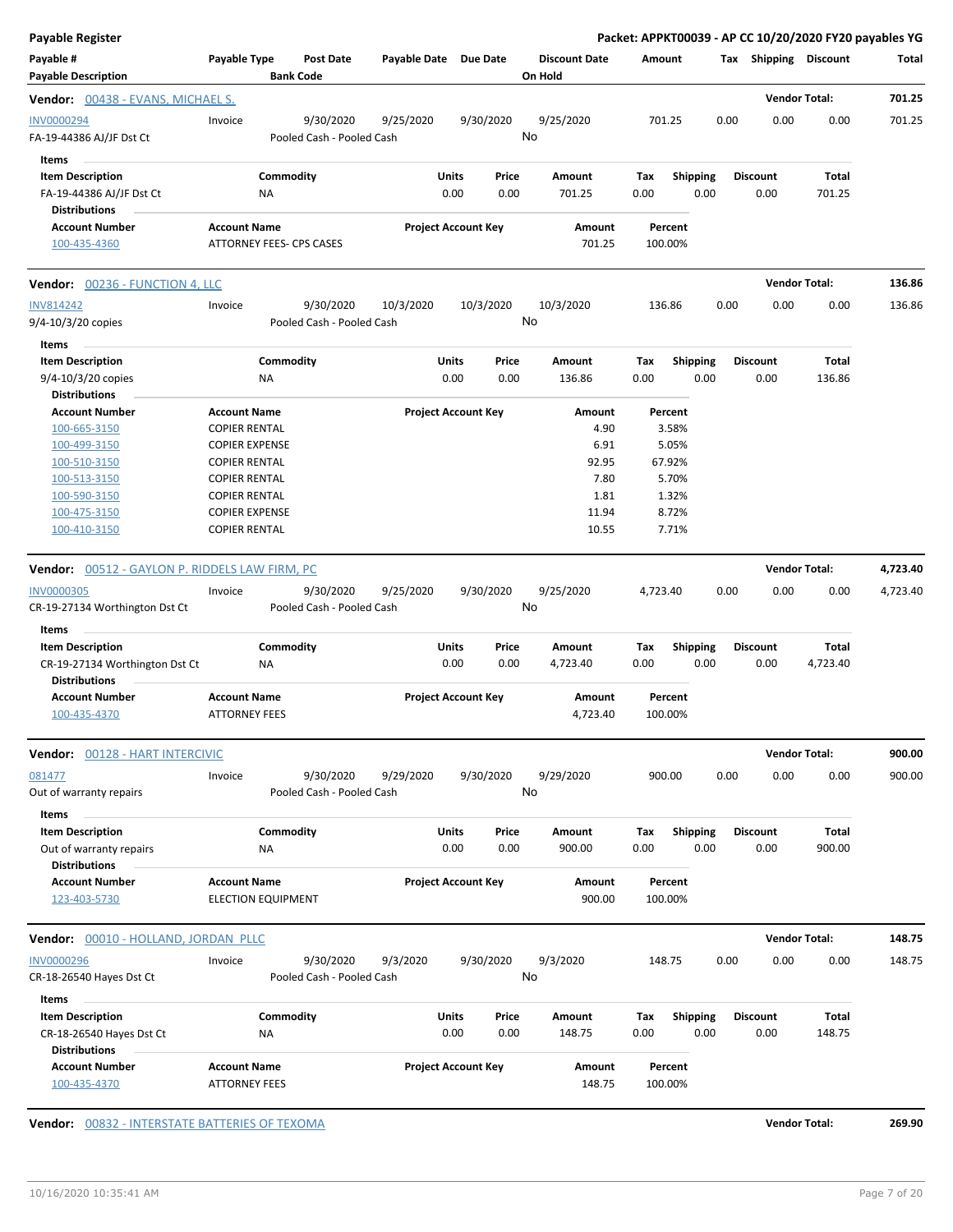**Payable Register** — **Packet: APPKT00039 - AP CC 10/20/2020 FY20 payables YG**

| Payable # / Payable Description | Payable Type | Post Date / Bank Code | Payable Date | Due Date | Discount Date / On Hold | Amount | Tax | Shipping | Discount | Total |
|---|---|---|---|---|---|---|---|---|---|---|

**Vendor: 00438 - EVANS, MICHAEL S.** — Vendor Total: **701.25**

| Payable # | Payable Type | Post Date | Payable Date | Due Date | Discount Date | Amount | Tax | Shipping | Discount | Total |
|---|---|---|---|---|---|---|---|---|---|---|
| INV0000294 | Invoice | 9/30/2020 | 9/25/2020 | 9/30/2020 | 9/25/2020 | 701.25 | 0.00 | 0.00 | 0.00 | 701.25 |
| FA-19-44386 AJ/JF Dst Ct | | Pooled Cash - Pooled Cash | | | No | | | | | |

Items

| Item Description | Commodity | Units | Price | Amount | Tax | Shipping | Discount | Total |
|---|---|---|---|---|---|---|---|---|
| FA-19-44386 AJ/JF Dst Ct | NA | 0.00 | 0.00 | 701.25 | 0.00 | 0.00 | 0.00 | 701.25 |

Distributions

| Account Number | Account Name | Project Account Key | Amount | Percent |
|---|---|---|---|---|
| 100-435-4360 | ATTORNEY FEES- CPS CASES | | 701.25 | 100.00% |

**Vendor: 00236 - FUNCTION 4, LLC** — Vendor Total: **136.86**

| Payable # | Payable Type | Post Date | Payable Date | Due Date | Discount Date | Amount | Tax | Shipping | Discount | Total |
|---|---|---|---|---|---|---|---|---|---|---|
| INV814242 | Invoice | 9/30/2020 | 10/3/2020 | 10/3/2020 | 10/3/2020 | 136.86 | 0.00 | 0.00 | 0.00 | 136.86 |
| 9/4-10/3/20 copies | | Pooled Cash - Pooled Cash | | | No | | | | | |

Items

| Item Description | Commodity | Units | Price | Amount | Tax | Shipping | Discount | Total |
|---|---|---|---|---|---|---|---|---|
| 9/4-10/3/20 copies | NA | 0.00 | 0.00 | 136.86 | 0.00 | 0.00 | 0.00 | 136.86 |

Distributions

| Account Number | Account Name | Project Account Key | Amount | Percent |
|---|---|---|---|---|
| 100-665-3150 | COPIER RENTAL | | 4.90 | 3.58% |
| 100-499-3150 | COPIER EXPENSE | | 6.91 | 5.05% |
| 100-510-3150 | COPIER RENTAL | | 92.95 | 67.92% |
| 100-513-3150 | COPIER RENTAL | | 7.80 | 5.70% |
| 100-590-3150 | COPIER RENTAL | | 1.81 | 1.32% |
| 100-475-3150 | COPIER EXPENSE | | 11.94 | 8.72% |
| 100-410-3150 | COPIER RENTAL | | 10.55 | 7.71% |

**Vendor: 00512 - GAYLON P. RIDDELS LAW FIRM, PC** — Vendor Total: **4,723.40**

| Payable # | Payable Type | Post Date | Payable Date | Due Date | Discount Date | Amount | Tax | Shipping | Discount | Total |
|---|---|---|---|---|---|---|---|---|---|---|
| INV0000305 | Invoice | 9/30/2020 | 9/25/2020 | 9/30/2020 | 9/25/2020 | 4,723.40 | 0.00 | 0.00 | 0.00 | 4,723.40 |
| CR-19-27134 Worthington Dst Ct | | Pooled Cash - Pooled Cash | | | No | | | | | |

Items

| Item Description | Commodity | Units | Price | Amount | Tax | Shipping | Discount | Total |
|---|---|---|---|---|---|---|---|---|
| CR-19-27134 Worthington Dst Ct | NA | 0.00 | 0.00 | 4,723.40 | 0.00 | 0.00 | 0.00 | 4,723.40 |

Distributions

| Account Number | Account Name | Project Account Key | Amount | Percent |
|---|---|---|---|---|
| 100-435-4370 | ATTORNEY FEES | | 4,723.40 | 100.00% |

**Vendor: 00128 - HART INTERCIVIC** — Vendor Total: **900.00**

| Payable # | Payable Type | Post Date | Payable Date | Due Date | Discount Date | Amount | Tax | Shipping | Discount | Total |
|---|---|---|---|---|---|---|---|---|---|---|
| 081477 | Invoice | 9/30/2020 | 9/29/2020 | 9/30/2020 | 9/29/2020 | 900.00 | 0.00 | 0.00 | 0.00 | 900.00 |
| Out of warranty repairs | | Pooled Cash - Pooled Cash | | | No | | | | | |

Items

| Item Description | Commodity | Units | Price | Amount | Tax | Shipping | Discount | Total |
|---|---|---|---|---|---|---|---|---|
| Out of warranty repairs | NA | 0.00 | 0.00 | 900.00 | 0.00 | 0.00 | 0.00 | 900.00 |

Distributions

| Account Number | Account Name | Project Account Key | Amount | Percent |
|---|---|---|---|---|
| 123-403-5730 | ELECTION EQUIPMENT | | 900.00 | 100.00% |

**Vendor: 00010 - HOLLAND, JORDAN PLLC** — Vendor Total: **148.75**

| Payable # | Payable Type | Post Date | Payable Date | Due Date | Discount Date | Amount | Tax | Shipping | Discount | Total |
|---|---|---|---|---|---|---|---|---|---|---|
| INV0000296 | Invoice | 9/30/2020 | 9/3/2020 | 9/30/2020 | 9/3/2020 | 148.75 | 0.00 | 0.00 | 0.00 | 148.75 |
| CR-18-26540 Hayes Dst Ct | | Pooled Cash - Pooled Cash | | | No | | | | | |

Items

| Item Description | Commodity | Units | Price | Amount | Tax | Shipping | Discount | Total |
|---|---|---|---|---|---|---|---|---|
| CR-18-26540 Hayes Dst Ct | NA | 0.00 | 0.00 | 148.75 | 0.00 | 0.00 | 0.00 | 148.75 |

Distributions

| Account Number | Account Name | Project Account Key | Amount | Percent |
|---|---|---|---|---|
| 100-435-4370 | ATTORNEY FEES | | 148.75 | 100.00% |

**Vendor: 00832 - INTERSTATE BATTERIES OF TEXOMA** — Vendor Total: **269.90**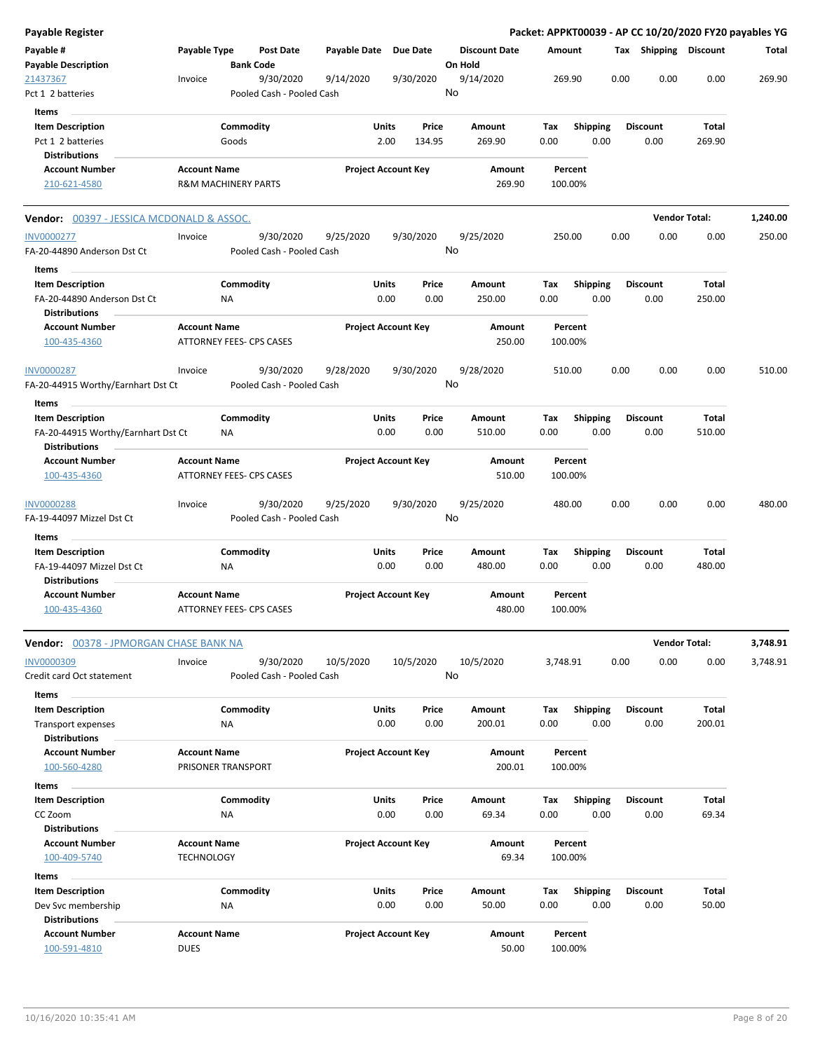# Payable Register

**Packet: APPKT00039 - AP CC 10/20/2020 FY20 payables YG**

| Payable # / Payable Description | Payable Type | Post Date / Bank Code | Payable Date | Due Date | Discount Date / On Hold | Amount | Tax | Shipping | Discount | Total |
|---|---|---|---|---|---|---|---|---|---|---|
| 21437367 | Invoice | 9/30/2020 | 9/14/2020 | 9/30/2020 | 9/14/2020 | 269.90 | 0.00 | 0.00 | 0.00 | 269.90 |
| Pct 1 2 batteries | | Pooled Cash - Pooled Cash | | | No | | | | | |

**Items**

| Item Description | Commodity | Units | Price | Amount | Tax | Shipping | Discount | Total |
|---|---|---|---|---|---|---|---|---|
| Pct 1 2 batteries | Goods | 2.00 | 134.95 | 269.90 | 0.00 | 0.00 | 0.00 | 269.90 |

**Distributions**

| Account Number | Account Name | Project Account Key | Amount | Percent |
|---|---|---|---|---|
| 210-621-4580 | R&M MACHINERY PARTS | | 269.90 | 100.00% |

## Vendor: 00397 - JESSICA MCDONALD & ASSOC. — Vendor Total: 1,240.00

| Payable # / Payable Description | Payable Type | Post Date / Bank Code | Payable Date | Due Date | Discount Date / On Hold | Amount | Tax | Shipping | Discount | Total |
|---|---|---|---|---|---|---|---|---|---|---|
| INV0000277 | Invoice | 9/30/2020 | 9/25/2020 | 9/30/2020 | 9/25/2020 | 250.00 | 0.00 | 0.00 | 0.00 | 250.00 |
| FA-20-44890 Anderson Dst Ct | | Pooled Cash - Pooled Cash | | | No | | | | | |

**Items**

| Item Description | Commodity | Units | Price | Amount | Tax | Shipping | Discount | Total |
|---|---|---|---|---|---|---|---|---|
| FA-20-44890 Anderson Dst Ct | NA | 0.00 | 0.00 | 250.00 | 0.00 | 0.00 | 0.00 | 250.00 |

**Distributions**

| Account Number | Account Name | Project Account Key | Amount | Percent |
|---|---|---|---|---|
| 100-435-4360 | ATTORNEY FEES- CPS CASES | | 250.00 | 100.00% |

| Payable # / Payable Description | Payable Type | Post Date / Bank Code | Payable Date | Due Date | Discount Date / On Hold | Amount | Tax | Shipping | Discount | Total |
|---|---|---|---|---|---|---|---|---|---|---|
| INV0000287 | Invoice | 9/30/2020 | 9/28/2020 | 9/30/2020 | 9/28/2020 | 510.00 | 0.00 | 0.00 | 0.00 | 510.00 |
| FA-20-44915 Worthy/Earnhart Dst Ct | | Pooled Cash - Pooled Cash | | | No | | | | | |

**Items**

| Item Description | Commodity | Units | Price | Amount | Tax | Shipping | Discount | Total |
|---|---|---|---|---|---|---|---|---|
| FA-20-44915 Worthy/Earnhart Dst Ct | NA | 0.00 | 0.00 | 510.00 | 0.00 | 0.00 | 0.00 | 510.00 |

**Distributions**

| Account Number | Account Name | Project Account Key | Amount | Percent |
|---|---|---|---|---|
| 100-435-4360 | ATTORNEY FEES- CPS CASES | | 510.00 | 100.00% |

| Payable # / Payable Description | Payable Type | Post Date / Bank Code | Payable Date | Due Date | Discount Date / On Hold | Amount | Tax | Shipping | Discount | Total |
|---|---|---|---|---|---|---|---|---|---|---|
| INV0000288 | Invoice | 9/30/2020 | 9/25/2020 | 9/30/2020 | 9/25/2020 | 480.00 | 0.00 | 0.00 | 0.00 | 480.00 |
| FA-19-44097 Mizzel Dst Ct | | Pooled Cash - Pooled Cash | | | No | | | | | |

**Items**

| Item Description | Commodity | Units | Price | Amount | Tax | Shipping | Discount | Total |
|---|---|---|---|---|---|---|---|---|
| FA-19-44097 Mizzel Dst Ct | NA | 0.00 | 0.00 | 480.00 | 0.00 | 0.00 | 0.00 | 480.00 |

**Distributions**

| Account Number | Account Name | Project Account Key | Amount | Percent |
|---|---|---|---|---|
| 100-435-4360 | ATTORNEY FEES- CPS CASES | | 480.00 | 100.00% |

## Vendor: 00378 - JPMORGAN CHASE BANK NA — Vendor Total: 3,748.91

| Payable # / Payable Description | Payable Type | Post Date / Bank Code | Payable Date | Due Date | Discount Date / On Hold | Amount | Tax | Shipping | Discount | Total |
|---|---|---|---|---|---|---|---|---|---|---|
| INV0000309 | Invoice | 9/30/2020 | 10/5/2020 | 10/5/2020 | 10/5/2020 | 3,748.91 | 0.00 | 0.00 | 0.00 | 3,748.91 |
| Credit card Oct statement | | Pooled Cash - Pooled Cash | | | No | | | | | |

**Items**

| Item Description | Commodity | Units | Price | Amount | Tax | Shipping | Discount | Total |
|---|---|---|---|---|---|---|---|---|
| Transport expenses | NA | 0.00 | 0.00 | 200.01 | 0.00 | 0.00 | 0.00 | 200.01 |

**Distributions**

| Account Number | Account Name | Project Account Key | Amount | Percent |
|---|---|---|---|---|
| 100-560-4280 | PRISONER TRANSPORT | | 200.01 | 100.00% |

**Items**

| Item Description | Commodity | Units | Price | Amount | Tax | Shipping | Discount | Total |
|---|---|---|---|---|---|---|---|---|
| CC Zoom | NA | 0.00 | 0.00 | 69.34 | 0.00 | 0.00 | 0.00 | 69.34 |

**Distributions**

| Account Number | Account Name | Project Account Key | Amount | Percent |
|---|---|---|---|---|
| 100-409-5740 | TECHNOLOGY | | 69.34 | 100.00% |

**Items**

| Item Description | Commodity | Units | Price | Amount | Tax | Shipping | Discount | Total |
|---|---|---|---|---|---|---|---|---|
| Dev Svc membership | NA | 0.00 | 0.00 | 50.00 | 0.00 | 0.00 | 0.00 | 50.00 |

**Distributions**

| Account Number | Account Name | Project Account Key | Amount | Percent |
|---|---|---|---|---|
| 100-591-4810 | DUES | | 50.00 | 100.00% |

10/16/2020 10:35:41 AM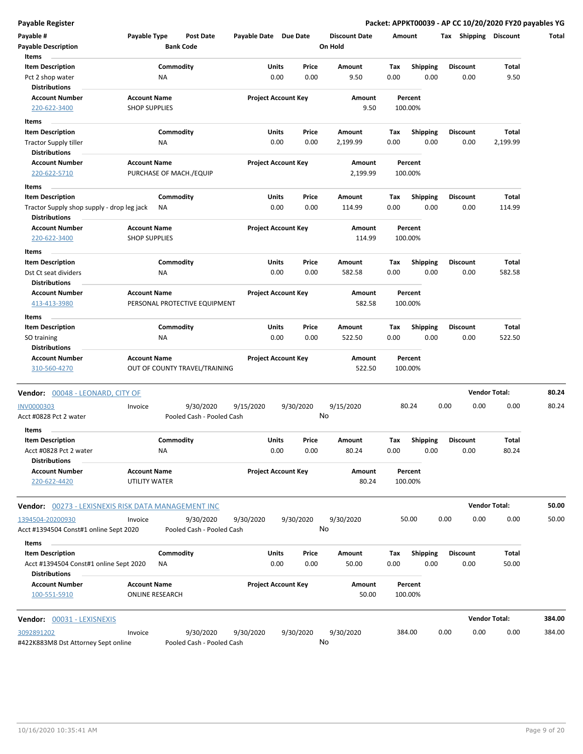| Payable # | Payable Type | Post Date | Payable Date | Due Date | Discount Date | Amount | Tax | Shipping | Discount | Total |
|---|---|---|---|---|---|---|---|---|---|---|
| Payable Description | | Bank Code | | | On Hold | | | | | |

**Items**

| Item Description | Commodity | Units | Price | Amount | Tax | Shipping | Discount | Total |
|---|---|---|---|---|---|---|---|---|
| Pct 2 shop water | NA | 0.00 | 0.00 | 9.50 | 0.00 | 0.00 | 0.00 | 9.50 |

**Distributions**

| Account Number | Account Name | Project Account Key | Amount | Percent |
|---|---|---|---|---|
| 220-622-3400 | SHOP SUPPLIES | | 9.50 | 100.00% |

**Items**

| Item Description | Commodity | Units | Price | Amount | Tax | Shipping | Discount | Total |
|---|---|---|---|---|---|---|---|---|
| Tractor Supply tiller | NA | 0.00 | 0.00 | 2,199.99 | 0.00 | 0.00 | 0.00 | 2,199.99 |

**Distributions**

| Account Number | Account Name | Project Account Key | Amount | Percent |
|---|---|---|---|---|
| 220-622-5710 | PURCHASE OF MACH./EQUIP | | 2,199.99 | 100.00% |

**Items**

| Item Description | Commodity | Units | Price | Amount | Tax | Shipping | Discount | Total |
|---|---|---|---|---|---|---|---|---|
| Tractor Supply shop supply - drop leg jack | NA | 0.00 | 0.00 | 114.99 | 0.00 | 0.00 | 0.00 | 114.99 |

**Distributions**

| Account Number | Account Name | Project Account Key | Amount | Percent |
|---|---|---|---|---|
| 220-622-3400 | SHOP SUPPLIES | | 114.99 | 100.00% |

**Items**

| Item Description | Commodity | Units | Price | Amount | Tax | Shipping | Discount | Total |
|---|---|---|---|---|---|---|---|---|
| Dst Ct seat dividers | NA | 0.00 | 0.00 | 582.58 | 0.00 | 0.00 | 0.00 | 582.58 |

**Distributions**

| Account Number | Account Name | Project Account Key | Amount | Percent |
|---|---|---|---|---|
| 413-413-3980 | PERSONAL PROTECTIVE EQUIPMENT | | 582.58 | 100.00% |

**Items**

| Item Description | Commodity | Units | Price | Amount | Tax | Shipping | Discount | Total |
|---|---|---|---|---|---|---|---|---|
| SO training | NA | 0.00 | 0.00 | 522.50 | 0.00 | 0.00 | 0.00 | 522.50 |

**Distributions**

| Account Number | Account Name | Project Account Key | Amount | Percent |
|---|---|---|---|---|
| 310-560-4270 | OUT OF COUNTY TRAVEL/TRAINING | | 522.50 | 100.00% |

**Vendor: 00048 - LEONARD, CITY OF** — **Vendor Total: 80.24**

| Payable # | Payable Type | Post Date | Payable Date | Due Date | Discount Date | Amount | Tax | Shipping | Discount | Total |
|---|---|---|---|---|---|---|---|---|---|---|
| INV0000303 | Invoice | 9/30/2020 | 9/15/2020 | 9/30/2020 | 9/15/2020 | 80.24 | 0.00 | 0.00 | 0.00 | 80.24 |
| Acct #0828 Pct 2 water | | Pooled Cash - Pooled Cash | | | No | | | | | |

**Items**

| Item Description | Commodity | Units | Price | Amount | Tax | Shipping | Discount | Total |
|---|---|---|---|---|---|---|---|---|
| Acct #0828 Pct 2 water | NA | 0.00 | 0.00 | 80.24 | 0.00 | 0.00 | 0.00 | 80.24 |

**Distributions**

| Account Number | Account Name | Project Account Key | Amount | Percent |
|---|---|---|---|---|
| 220-622-4420 | UTILITY WATER | | 80.24 | 100.00% |

**Vendor: 00273 - LEXISNEXIS RISK DATA MANAGEMENT INC** — **Vendor Total: 50.00**

| Payable # | Payable Type | Post Date | Payable Date | Due Date | Discount Date | Amount | Tax | Shipping | Discount | Total |
|---|---|---|---|---|---|---|---|---|---|---|
| 1394504-20200930 | Invoice | 9/30/2020 | 9/30/2020 | 9/30/2020 | 9/30/2020 | 50.00 | 0.00 | 0.00 | 0.00 | 50.00 |
| Acct #1394504 Const#1 online Sept 2020 | | Pooled Cash - Pooled Cash | | | No | | | | | |

**Items**

| Item Description | Commodity | Units | Price | Amount | Tax | Shipping | Discount | Total |
|---|---|---|---|---|---|---|---|---|
| Acct #1394504 Const#1 online Sept 2020 | NA | 0.00 | 0.00 | 50.00 | 0.00 | 0.00 | 0.00 | 50.00 |

**Distributions**

| Account Number | Account Name | Project Account Key | Amount | Percent |
|---|---|---|---|---|
| 100-551-5910 | ONLINE RESEARCH | | 50.00 | 100.00% |

**Vendor: 00031 - LEXISNEXIS** — **Vendor Total: 384.00**

| Payable # | Payable Type | Post Date | Payable Date | Due Date | Discount Date | Amount | Tax | Shipping | Discount | Total |
|---|---|---|---|---|---|---|---|---|---|---|
| 3092891202 | Invoice | 9/30/2020 | 9/30/2020 | 9/30/2020 | 9/30/2020 | 384.00 | 0.00 | 0.00 | 0.00 | 384.00 |
| #422K883M8 Dst Attorney Sept online | | Pooled Cash - Pooled Cash | | | No | | | | | |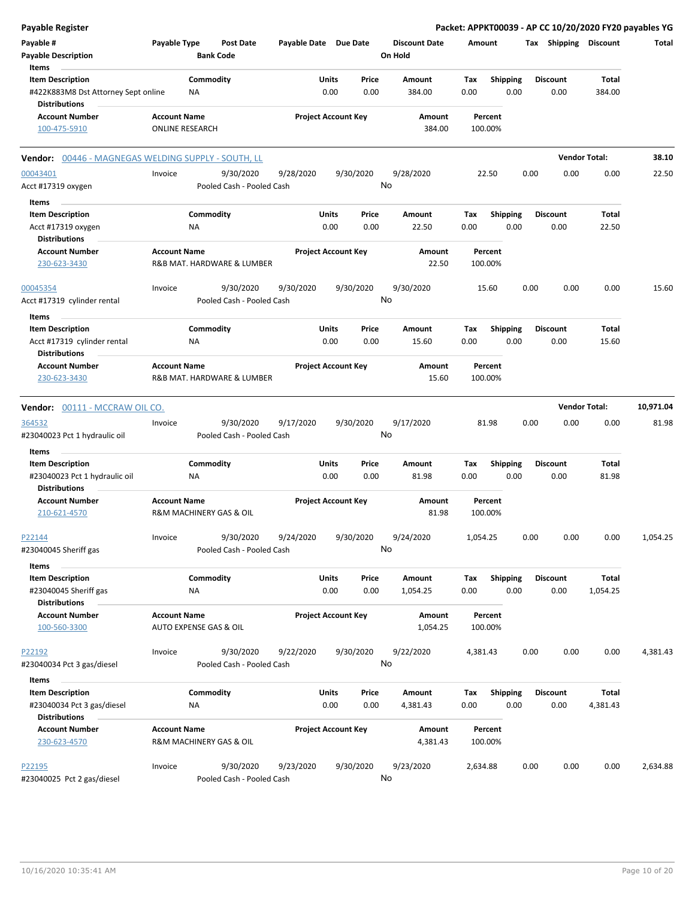**Payable Register** — Packet: APPKT00039 - AP CC 10/20/2020 FY20 payables YG

| Payable # | Payable Type | Post Date | Payable Date | Due Date | Discount Date | Amount | Tax | Shipping | Discount | Total |
|---|---|---|---|---|---|---|---|---|---|---|
| Payable Description | | Bank Code | | | On Hold | | | | | |

**Items**

| Item Description | Commodity | Units | Price | Amount | Tax | Shipping | Discount | Total |
|---|---|---|---|---|---|---|---|---|
| #422K883M8 Dst Attorney Sept online | NA | 0.00 | 0.00 | 384.00 | 0.00 | 0.00 | 0.00 | 384.00 |

**Distributions**

| Account Number | Account Name | Project Account Key | Amount | Percent |
|---|---|---|---|---|
| 100-475-5910 | ONLINE RESEARCH | | 384.00 | 100.00% |

---

**Vendor: 00446 - MAGNEGAS WELDING SUPPLY - SOUTH, LL** — Vendor Total: **38.10**

| Payable # | Payable Type | Post Date | Payable Date | Due Date | Discount Date | Amount | Tax | Shipping | Discount | Total |
|---|---|---|---|---|---|---|---|---|---|---|
| 00043401 | Invoice | 9/30/2020 | 9/28/2020 | 9/30/2020 | 9/28/2020 | 22.50 | 0.00 | 0.00 | 0.00 | 22.50 |
| Acct #17319 oxygen | | Pooled Cash - Pooled Cash | | | No | | | | | |

**Items**

| Item Description | Commodity | Units | Price | Amount | Tax | Shipping | Discount | Total |
|---|---|---|---|---|---|---|---|---|
| Acct #17319 oxygen | NA | 0.00 | 0.00 | 22.50 | 0.00 | 0.00 | 0.00 | 22.50 |

**Distributions**

| Account Number | Account Name | Project Account Key | Amount | Percent |
|---|---|---|---|---|
| 230-623-3430 | R&B MAT. HARDWARE & LUMBER | | 22.50 | 100.00% |

| Payable # | Payable Type | Post Date | Payable Date | Due Date | Discount Date | Amount | Tax | Shipping | Discount | Total |
|---|---|---|---|---|---|---|---|---|---|---|
| 00045354 | Invoice | 9/30/2020 | 9/30/2020 | 9/30/2020 | 9/30/2020 | 15.60 | 0.00 | 0.00 | 0.00 | 15.60 |
| Acct #17319 cylinder rental | | Pooled Cash - Pooled Cash | | | No | | | | | |

**Items**

| Item Description | Commodity | Units | Price | Amount | Tax | Shipping | Discount | Total |
|---|---|---|---|---|---|---|---|---|
| Acct #17319 cylinder rental | NA | 0.00 | 0.00 | 15.60 | 0.00 | 0.00 | 0.00 | 15.60 |

**Distributions**

| Account Number | Account Name | Project Account Key | Amount | Percent |
|---|---|---|---|---|
| 230-623-3430 | R&B MAT. HARDWARE & LUMBER | | 15.60 | 100.00% |

---

**Vendor: 00111 - MCCRAW OIL CO.** — Vendor Total: **10,971.04**

| Payable # | Payable Type | Post Date | Payable Date | Due Date | Discount Date | Amount | Tax | Shipping | Discount | Total |
|---|---|---|---|---|---|---|---|---|---|---|
| 364532 | Invoice | 9/30/2020 | 9/17/2020 | 9/30/2020 | 9/17/2020 | 81.98 | 0.00 | 0.00 | 0.00 | 81.98 |
| #23040023 Pct 1 hydraulic oil | | Pooled Cash - Pooled Cash | | | No | | | | | |

**Items**

| Item Description | Commodity | Units | Price | Amount | Tax | Shipping | Discount | Total |
|---|---|---|---|---|---|---|---|---|
| #23040023 Pct 1 hydraulic oil | NA | 0.00 | 0.00 | 81.98 | 0.00 | 0.00 | 0.00 | 81.98 |

**Distributions**

| Account Number | Account Name | Project Account Key | Amount | Percent |
|---|---|---|---|---|
| 210-621-4570 | R&M MACHINERY GAS & OIL | | 81.98 | 100.00% |

| Payable # | Payable Type | Post Date | Payable Date | Due Date | Discount Date | Amount | Tax | Shipping | Discount | Total |
|---|---|---|---|---|---|---|---|---|---|---|
| P22144 | Invoice | 9/30/2020 | 9/24/2020 | 9/30/2020 | 9/24/2020 | 1,054.25 | 0.00 | 0.00 | 0.00 | 1,054.25 |
| #23040045 Sheriff gas | | Pooled Cash - Pooled Cash | | | No | | | | | |

**Items**

| Item Description | Commodity | Units | Price | Amount | Tax | Shipping | Discount | Total |
|---|---|---|---|---|---|---|---|---|
| #23040045 Sheriff gas | NA | 0.00 | 0.00 | 1,054.25 | 0.00 | 0.00 | 0.00 | 1,054.25 |

**Distributions**

| Account Number | Account Name | Project Account Key | Amount | Percent |
|---|---|---|---|---|
| 100-560-3300 | AUTO EXPENSE GAS & OIL | | 1,054.25 | 100.00% |

| Payable # | Payable Type | Post Date | Payable Date | Due Date | Discount Date | Amount | Tax | Shipping | Discount | Total |
|---|---|---|---|---|---|---|---|---|---|---|
| P22192 | Invoice | 9/30/2020 | 9/22/2020 | 9/30/2020 | 9/22/2020 | 4,381.43 | 0.00 | 0.00 | 0.00 | 4,381.43 |
| #23040034 Pct 3 gas/diesel | | Pooled Cash - Pooled Cash | | | No | | | | | |

**Items**

| Item Description | Commodity | Units | Price | Amount | Tax | Shipping | Discount | Total |
|---|---|---|---|---|---|---|---|---|
| #23040034 Pct 3 gas/diesel | NA | 0.00 | 0.00 | 4,381.43 | 0.00 | 0.00 | 0.00 | 4,381.43 |

**Distributions**

| Account Number | Account Name | Project Account Key | Amount | Percent |
|---|---|---|---|---|
| 230-623-4570 | R&M MACHINERY GAS & OIL | | 4,381.43 | 100.00% |

| Payable # | Payable Type | Post Date | Payable Date | Due Date | Discount Date | Amount | Tax | Shipping | Discount | Total |
|---|---|---|---|---|---|---|---|---|---|---|
| P22195 | Invoice | 9/30/2020 | 9/23/2020 | 9/30/2020 | 9/23/2020 | 2,634.88 | 0.00 | 0.00 | 0.00 | 2,634.88 |
| #23040025 Pct 2 gas/diesel | | Pooled Cash - Pooled Cash | | | No | | | | | |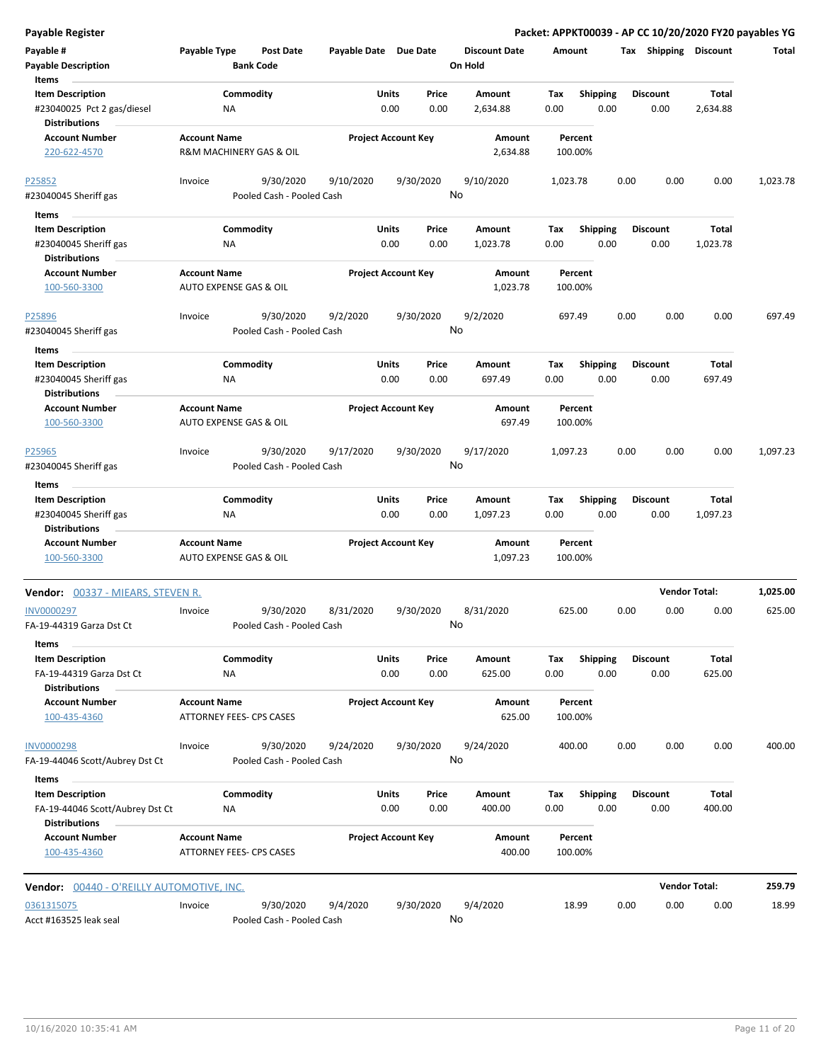**Payable Register** — **Packet: APPKT00039 - AP CC 10/20/2020 FY20 payables YG**

| Payable # | Payable Type | Post Date | Payable Date | Due Date | Discount Date | Amount | Tax | Shipping | Discount | Total |
|---|---|---|---|---|---|---|---|---|---|---|
| Payable Description | | Bank Code | | | On Hold | | | | | |

Items

| Item Description | Commodity | Units | Price | Amount | Tax | Shipping | Discount | Total |
|---|---|---|---|---|---|---|---|---|
| #23040025 Pct 2 gas/diesel | NA | 0.00 | 0.00 | 2,634.88 | 0.00 | 0.00 | 0.00 | 2,634.88 |

Distributions

| Account Number | Account Name | Project Account Key | Amount | Percent |
|---|---|---|---|---|
| 220-622-4570 | R&M MACHINERY GAS & OIL | | 2,634.88 | 100.00% |

| P25852 | Invoice | 9/30/2020 | 9/10/2020 | 9/30/2020 | 9/10/2020 | 1,023.78 | 0.00 | 0.00 | 0.00 | 1,023.78 |
|---|---|---|---|---|---|---|---|---|---|---|
| #23040045 Sheriff gas | | Pooled Cash - Pooled Cash | | | No | | | | | |

Items

| Item Description | Commodity | Units | Price | Amount | Tax | Shipping | Discount | Total |
|---|---|---|---|---|---|---|---|---|
| #23040045 Sheriff gas | NA | 0.00 | 0.00 | 1,023.78 | 0.00 | 0.00 | 0.00 | 1,023.78 |

Distributions

| Account Number | Account Name | Project Account Key | Amount | Percent |
|---|---|---|---|---|
| 100-560-3300 | AUTO EXPENSE GAS & OIL | | 1,023.78 | 100.00% |

| P25896 | Invoice | 9/30/2020 | 9/2/2020 | 9/30/2020 | 9/2/2020 | 697.49 | 0.00 | 0.00 | 0.00 | 697.49 |
|---|---|---|---|---|---|---|---|---|---|---|
| #23040045 Sheriff gas | | Pooled Cash - Pooled Cash | | | No | | | | | |

Items

| Item Description | Commodity | Units | Price | Amount | Tax | Shipping | Discount | Total |
|---|---|---|---|---|---|---|---|---|
| #23040045 Sheriff gas | NA | 0.00 | 0.00 | 697.49 | 0.00 | 0.00 | 0.00 | 697.49 |

Distributions

| Account Number | Account Name | Project Account Key | Amount | Percent |
|---|---|---|---|---|
| 100-560-3300 | AUTO EXPENSE GAS & OIL | | 697.49 | 100.00% |

| P25965 | Invoice | 9/30/2020 | 9/17/2020 | 9/30/2020 | 9/17/2020 | 1,097.23 | 0.00 | 0.00 | 0.00 | 1,097.23 |
|---|---|---|---|---|---|---|---|---|---|---|
| #23040045 Sheriff gas | | Pooled Cash - Pooled Cash | | | No | | | | | |

Items

| Item Description | Commodity | Units | Price | Amount | Tax | Shipping | Discount | Total |
|---|---|---|---|---|---|---|---|---|
| #23040045 Sheriff gas | NA | 0.00 | 0.00 | 1,097.23 | 0.00 | 0.00 | 0.00 | 1,097.23 |

Distributions

| Account Number | Account Name | Project Account Key | Amount | Percent |
|---|---|---|---|---|
| 100-560-3300 | AUTO EXPENSE GAS & OIL | | 1,097.23 | 100.00% |

**Vendor: 00337 - MIEARS, STEVEN R.** — **Vendor Total: 1,025.00**

| INV0000297 | Invoice | 9/30/2020 | 8/31/2020 | 9/30/2020 | 8/31/2020 | 625.00 | 0.00 | 0.00 | 0.00 | 625.00 |
|---|---|---|---|---|---|---|---|---|---|---|
| FA-19-44319 Garza Dst Ct | | Pooled Cash - Pooled Cash | | | No | | | | | |

Items

| Item Description | Commodity | Units | Price | Amount | Tax | Shipping | Discount | Total |
|---|---|---|---|---|---|---|---|---|
| FA-19-44319 Garza Dst Ct | NA | 0.00 | 0.00 | 625.00 | 0.00 | 0.00 | 0.00 | 625.00 |

Distributions

| Account Number | Account Name | Project Account Key | Amount | Percent |
|---|---|---|---|---|
| 100-435-4360 | ATTORNEY FEES- CPS CASES | | 625.00 | 100.00% |

| INV0000298 | Invoice | 9/30/2020 | 9/24/2020 | 9/30/2020 | 9/24/2020 | 400.00 | 0.00 | 0.00 | 0.00 | 400.00 |
|---|---|---|---|---|---|---|---|---|---|---|
| FA-19-44046 Scott/Aubrey Dst Ct | | Pooled Cash - Pooled Cash | | | No | | | | | |

Items

| Item Description | Commodity | Units | Price | Amount | Tax | Shipping | Discount | Total |
|---|---|---|---|---|---|---|---|---|
| FA-19-44046 Scott/Aubrey Dst Ct | NA | 0.00 | 0.00 | 400.00 | 0.00 | 0.00 | 0.00 | 400.00 |

Distributions

| Account Number | Account Name | Project Account Key | Amount | Percent |
|---|---|---|---|---|
| 100-435-4360 | ATTORNEY FEES- CPS CASES | | 400.00 | 100.00% |

**Vendor: 00440 - O'REILLY AUTOMOTIVE, INC.** — **Vendor Total: 259.79**

| 0361315075 | Invoice | 9/30/2020 | 9/4/2020 | 9/30/2020 | 9/4/2020 | 18.99 | 0.00 | 0.00 | 0.00 | 18.99 |
|---|---|---|---|---|---|---|---|---|---|---|
| Acct #163525 leak seal | | Pooled Cash - Pooled Cash | | | No | | | | | |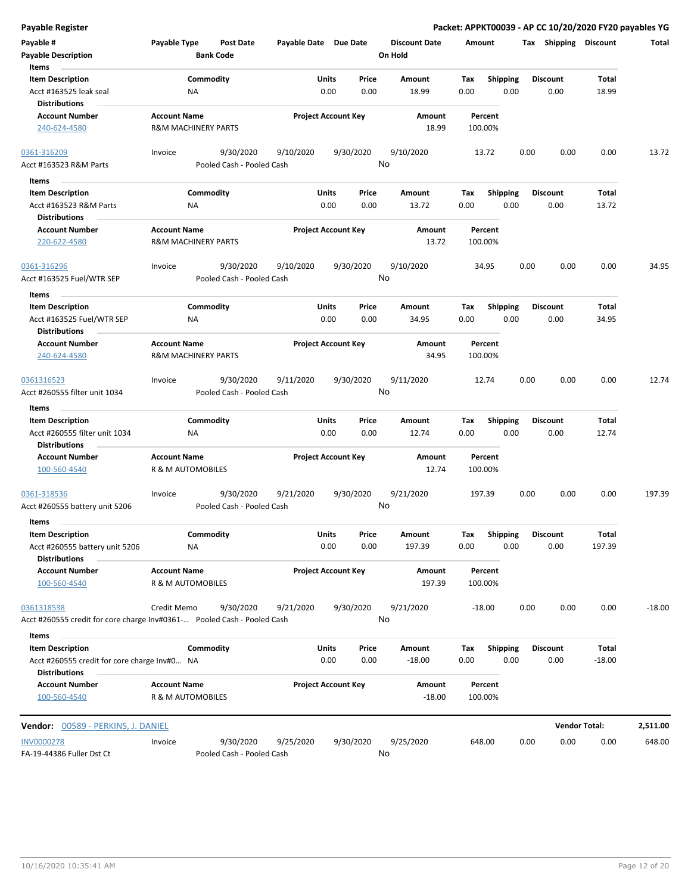**Payable Register** — **Packet: APPKT00039 - AP CC 10/20/2020 FY20 payables YG**

| Payable # | Payable Type | Post Date | Payable Date | Due Date | Discount Date | Amount | Tax | Shipping | Discount | Total |
|---|---|---|---|---|---|---|---|---|---|---|
| Payable Description | | Bank Code | | | On Hold | | | | | |

**Items**

| Item Description | Commodity | Units | Price | Amount | Tax | Shipping | Discount | Total |
|---|---|---|---|---|---|---|---|---|
| Acct #163525 leak seal | NA | 0.00 | 0.00 | 18.99 | 0.00 | 0.00 | 0.00 | 18.99 |

**Distributions**

| Account Number | Account Name | Project Account Key | Amount | Percent |
|---|---|---|---|---|
| 240-624-4580 | R&M MACHINERY PARTS | | 18.99 | 100.00% |

| Payable # | Payable Type | Post Date | Payable Date | Due Date | Discount Date | Amount | Tax | Shipping | Discount | Total |
|---|---|---|---|---|---|---|---|---|---|---|
| 0361-316209 | Invoice | 9/30/2020 | 9/10/2020 | 9/30/2020 | 9/10/2020 | 13.72 | 0.00 | 0.00 | 0.00 | 13.72 |
| Acct #163523 R&M Parts | | Pooled Cash - Pooled Cash | | | No | | | | | |

**Items**

| Item Description | Commodity | Units | Price | Amount | Tax | Shipping | Discount | Total |
|---|---|---|---|---|---|---|---|---|
| Acct #163523 R&M Parts | NA | 0.00 | 0.00 | 13.72 | 0.00 | 0.00 | 0.00 | 13.72 |

**Distributions**

| Account Number | Account Name | Project Account Key | Amount | Percent |
|---|---|---|---|---|
| 220-622-4580 | R&M MACHINERY PARTS | | 13.72 | 100.00% |

| Payable # | Payable Type | Post Date | Payable Date | Due Date | Discount Date | Amount | Tax | Shipping | Discount | Total |
|---|---|---|---|---|---|---|---|---|---|---|
| 0361-316296 | Invoice | 9/30/2020 | 9/10/2020 | 9/30/2020 | 9/10/2020 | 34.95 | 0.00 | 0.00 | 0.00 | 34.95 |
| Acct #163525 Fuel/WTR SEP | | Pooled Cash - Pooled Cash | | | No | | | | | |

**Items**

| Item Description | Commodity | Units | Price | Amount | Tax | Shipping | Discount | Total |
|---|---|---|---|---|---|---|---|---|
| Acct #163525 Fuel/WTR SEP | NA | 0.00 | 0.00 | 34.95 | 0.00 | 0.00 | 0.00 | 34.95 |

**Distributions**

| Account Number | Account Name | Project Account Key | Amount | Percent |
|---|---|---|---|---|
| 240-624-4580 | R&M MACHINERY PARTS | | 34.95 | 100.00% |

| Payable # | Payable Type | Post Date | Payable Date | Due Date | Discount Date | Amount | Tax | Shipping | Discount | Total |
|---|---|---|---|---|---|---|---|---|---|---|
| 0361316523 | Invoice | 9/30/2020 | 9/11/2020 | 9/30/2020 | 9/11/2020 | 12.74 | 0.00 | 0.00 | 0.00 | 12.74 |
| Acct #260555 filter unit 1034 | | Pooled Cash - Pooled Cash | | | No | | | | | |

**Items**

| Item Description | Commodity | Units | Price | Amount | Tax | Shipping | Discount | Total |
|---|---|---|---|---|---|---|---|---|
| Acct #260555 filter unit 1034 | NA | 0.00 | 0.00 | 12.74 | 0.00 | 0.00 | 0.00 | 12.74 |

**Distributions**

| Account Number | Account Name | Project Account Key | Amount | Percent |
|---|---|---|---|---|
| 100-560-4540 | R & M AUTOMOBILES | | 12.74 | 100.00% |

| Payable # | Payable Type | Post Date | Payable Date | Due Date | Discount Date | Amount | Tax | Shipping | Discount | Total |
|---|---|---|---|---|---|---|---|---|---|---|
| 0361-318536 | Invoice | 9/30/2020 | 9/21/2020 | 9/30/2020 | 9/21/2020 | 197.39 | 0.00 | 0.00 | 0.00 | 197.39 |
| Acct #260555 battery unit 5206 | | Pooled Cash - Pooled Cash | | | No | | | | | |

**Items**

| Item Description | Commodity | Units | Price | Amount | Tax | Shipping | Discount | Total |
|---|---|---|---|---|---|---|---|---|
| Acct #260555 battery unit 5206 | NA | 0.00 | 0.00 | 197.39 | 0.00 | 0.00 | 0.00 | 197.39 |

**Distributions**

| Account Number | Account Name | Project Account Key | Amount | Percent |
|---|---|---|---|---|
| 100-560-4540 | R & M AUTOMOBILES | | 197.39 | 100.00% |

| Payable # | Payable Type | Post Date | Payable Date | Due Date | Discount Date | Amount | Tax | Shipping | Discount | Total |
|---|---|---|---|---|---|---|---|---|---|---|
| 0361318538 | Credit Memo | 9/30/2020 | 9/21/2020 | 9/30/2020 | 9/21/2020 | -18.00 | 0.00 | 0.00 | 0.00 | -18.00 |
| Acct #260555 credit for core charge Inv#0361-... | | Pooled Cash - Pooled Cash | | | No | | | | | |

**Items**

| Item Description | Commodity | Units | Price | Amount | Tax | Shipping | Discount | Total |
|---|---|---|---|---|---|---|---|---|
| Acct #260555 credit for core charge Inv#0... | NA | 0.00 | 0.00 | -18.00 | 0.00 | 0.00 | 0.00 | -18.00 |

**Distributions**

| Account Number | Account Name | Project Account Key | Amount | Percent |
|---|---|---|---|---|
| 100-560-4540 | R & M AUTOMOBILES | | -18.00 | 100.00% |

**Vendor Total: 2,511.00**

**Vendor:** 00589 - PERKINS, J. DANIEL

| Payable # | Payable Type | Post Date | Payable Date | Due Date | Discount Date | Amount | Tax | Shipping | Discount | Total |
|---|---|---|---|---|---|---|---|---|---|---|
| INV0000278 | Invoice | 9/30/2020 | 9/25/2020 | 9/30/2020 | 9/25/2020 | 648.00 | 0.00 | 0.00 | 0.00 | 648.00 |
| FA-19-44386 Fuller Dst Ct | | Pooled Cash - Pooled Cash | | | No | | | | | |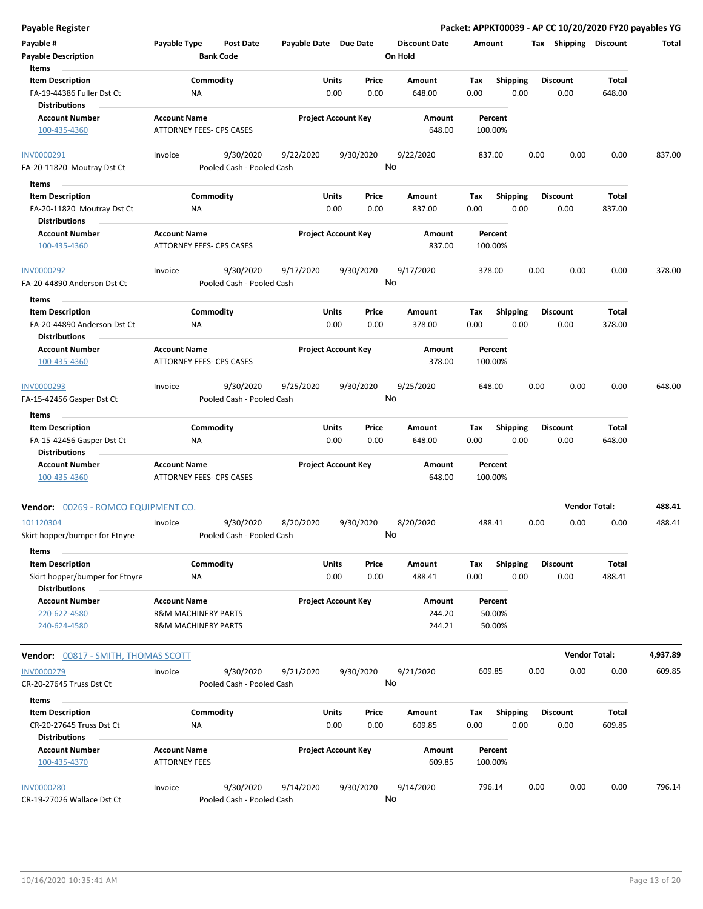**Payable Register** — Packet: APPKT00039 - AP CC 10/20/2020 FY20 payables YG

| Payable # / Payable Description | Payable Type | Post Date / Bank Code | Payable Date | Due Date | Discount Date / On Hold | Amount | Tax | Shipping | Discount | Total |
|---|---|---|---|---|---|---|---|---|---|---|

**Items**

| Item Description | Commodity | Units | Price | Amount | Tax | Shipping | Discount | Total |
|---|---|---|---|---|---|---|---|---|
| FA-19-44386 Fuller Dst Ct | NA | 0.00 | 0.00 | 648.00 | 0.00 | 0.00 | 0.00 | 648.00 |

**Distributions**

| Account Number | Account Name | Project Account Key | Amount | Percent |
|---|---|---|---|---|
| 100-435-4360 | ATTORNEY FEES- CPS CASES | | 648.00 | 100.00% |

| Payable # | Payable Type | Post Date | Payable Date | Due Date | Discount Date | Amount | Tax | Shipping | Discount | Total |
|---|---|---|---|---|---|---|---|---|---|---|
| INV0000291 | Invoice | 9/30/2020 | 9/22/2020 | 9/30/2020 | 9/22/2020 | 837.00 | 0.00 | 0.00 | 0.00 | 837.00 |
| FA-20-11820 Moutray Dst Ct | | Pooled Cash - Pooled Cash | | | No | | | | | |

**Items**

| Item Description | Commodity | Units | Price | Amount | Tax | Shipping | Discount | Total |
|---|---|---|---|---|---|---|---|---|
| FA-20-11820 Moutray Dst Ct | NA | 0.00 | 0.00 | 837.00 | 0.00 | 0.00 | 0.00 | 837.00 |

**Distributions**

| Account Number | Account Name | Project Account Key | Amount | Percent |
|---|---|---|---|---|
| 100-435-4360 | ATTORNEY FEES- CPS CASES | | 837.00 | 100.00% |

| Payable # | Payable Type | Post Date | Payable Date | Due Date | Discount Date | Amount | Tax | Shipping | Discount | Total |
|---|---|---|---|---|---|---|---|---|---|---|
| INV0000292 | Invoice | 9/30/2020 | 9/17/2020 | 9/30/2020 | 9/17/2020 | 378.00 | 0.00 | 0.00 | 0.00 | 378.00 |
| FA-20-44890 Anderson Dst Ct | | Pooled Cash - Pooled Cash | | | No | | | | | |

**Items**

| Item Description | Commodity | Units | Price | Amount | Tax | Shipping | Discount | Total |
|---|---|---|---|---|---|---|---|---|
| FA-20-44890 Anderson Dst Ct | NA | 0.00 | 0.00 | 378.00 | 0.00 | 0.00 | 0.00 | 378.00 |

**Distributions**

| Account Number | Account Name | Project Account Key | Amount | Percent |
|---|---|---|---|---|
| 100-435-4360 | ATTORNEY FEES- CPS CASES | | 378.00 | 100.00% |

| Payable # | Payable Type | Post Date | Payable Date | Due Date | Discount Date | Amount | Tax | Shipping | Discount | Total |
|---|---|---|---|---|---|---|---|---|---|---|
| INV0000293 | Invoice | 9/30/2020 | 9/25/2020 | 9/30/2020 | 9/25/2020 | 648.00 | 0.00 | 0.00 | 0.00 | 648.00 |
| FA-15-42456 Gasper Dst Ct | | Pooled Cash - Pooled Cash | | | No | | | | | |

**Items**

| Item Description | Commodity | Units | Price | Amount | Tax | Shipping | Discount | Total |
|---|---|---|---|---|---|---|---|---|
| FA-15-42456 Gasper Dst Ct | NA | 0.00 | 0.00 | 648.00 | 0.00 | 0.00 | 0.00 | 648.00 |

**Distributions**

| Account Number | Account Name | Project Account Key | Amount | Percent |
|---|---|---|---|---|
| 100-435-4360 | ATTORNEY FEES- CPS CASES | | 648.00 | 100.00% |

**Vendor: 00269 - ROMCO EQUIPMENT CO.** — Vendor Total: **488.41**

| Payable # | Payable Type | Post Date | Payable Date | Due Date | Discount Date | Amount | Tax | Shipping | Discount | Total |
|---|---|---|---|---|---|---|---|---|---|---|
| 101120304 | Invoice | 9/30/2020 | 8/20/2020 | 9/30/2020 | 8/20/2020 | 488.41 | 0.00 | 0.00 | 0.00 | 488.41 |
| Skirt hopper/bumper for Etnyre | | Pooled Cash - Pooled Cash | | | No | | | | | |

**Items**

| Item Description | Commodity | Units | Price | Amount | Tax | Shipping | Discount | Total |
|---|---|---|---|---|---|---|---|---|
| Skirt hopper/bumper for Etnyre | NA | 0.00 | 0.00 | 488.41 | 0.00 | 0.00 | 0.00 | 488.41 |

**Distributions**

| Account Number | Account Name | Project Account Key | Amount | Percent |
|---|---|---|---|---|
| 220-622-4580 | R&M MACHINERY PARTS | | 244.20 | 50.00% |
| 240-624-4580 | R&M MACHINERY PARTS | | 244.21 | 50.00% |

**Vendor: 00817 - SMITH, THOMAS SCOTT** — Vendor Total: **4,937.89**

| Payable # | Payable Type | Post Date | Payable Date | Due Date | Discount Date | Amount | Tax | Shipping | Discount | Total |
|---|---|---|---|---|---|---|---|---|---|---|
| INV0000279 | Invoice | 9/30/2020 | 9/21/2020 | 9/30/2020 | 9/21/2020 | 609.85 | 0.00 | 0.00 | 0.00 | 609.85 |
| CR-20-27645 Truss Dst Ct | | Pooled Cash - Pooled Cash | | | No | | | | | |

**Items**

| Item Description | Commodity | Units | Price | Amount | Tax | Shipping | Discount | Total |
|---|---|---|---|---|---|---|---|---|
| CR-20-27645 Truss Dst Ct | NA | 0.00 | 0.00 | 609.85 | 0.00 | 0.00 | 0.00 | 609.85 |

**Distributions**

| Account Number | Account Name | Project Account Key | Amount | Percent |
|---|---|---|---|---|
| 100-435-4370 | ATTORNEY FEES | | 609.85 | 100.00% |

| Payable # | Payable Type | Post Date | Payable Date | Due Date | Discount Date | Amount | Tax | Shipping | Discount | Total |
|---|---|---|---|---|---|---|---|---|---|---|
| INV0000280 | Invoice | 9/30/2020 | 9/14/2020 | 9/30/2020 | 9/14/2020 | 796.14 | 0.00 | 0.00 | 0.00 | 796.14 |
| CR-19-27026 Wallace Dst Ct | | Pooled Cash - Pooled Cash | | | No | | | | | |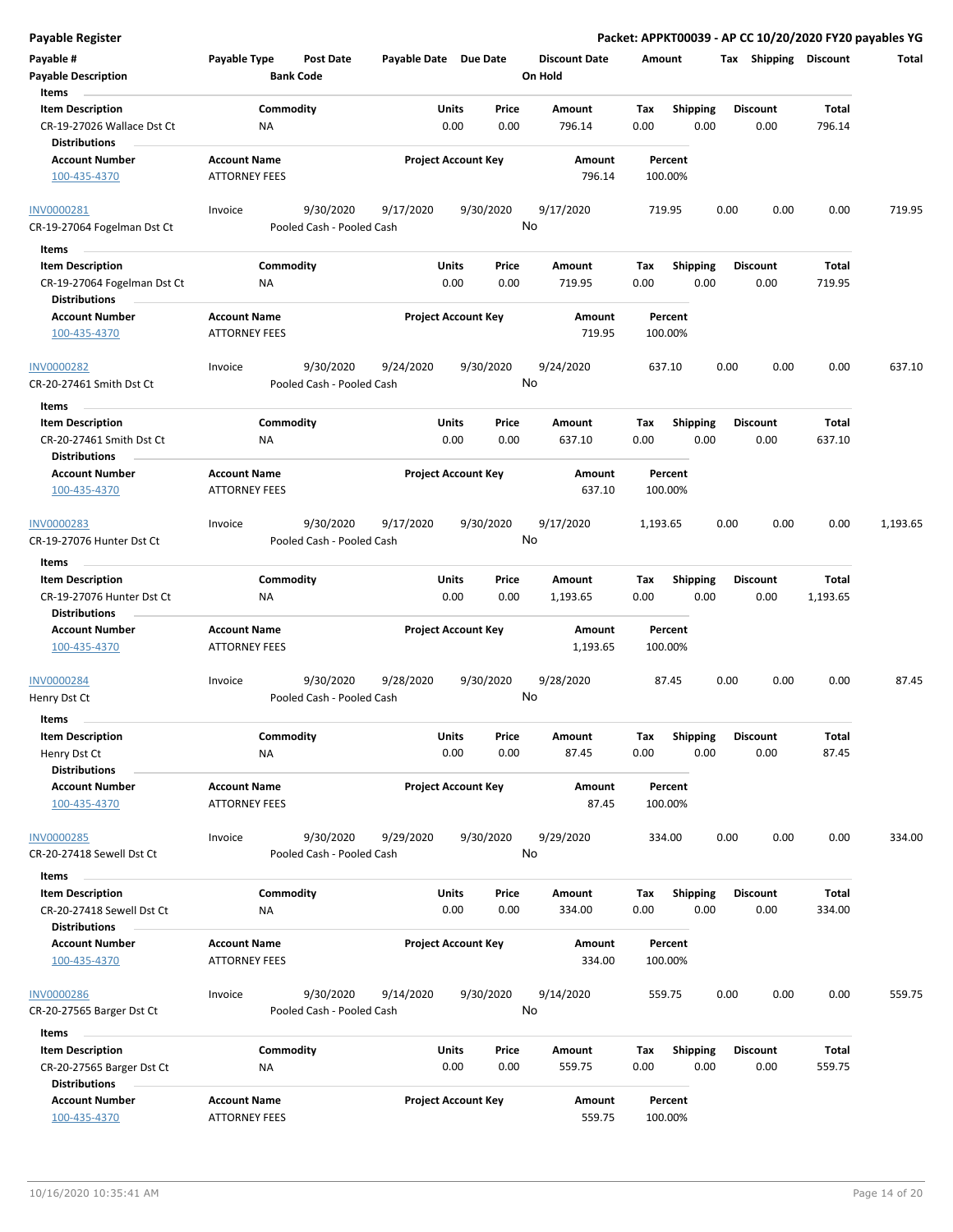| Payable # | Payable Type | Post Date | Payable Date | Due Date | Discount Date | Amount | Tax | Shipping | Discount | Total |
|---|---|---|---|---|---|---|---|---|---|---|
| **Payable Description** | | **Bank Code** | | | **On Hold** | | | | | |

**Items**

| Item Description | Commodity | Units | Price | Amount | Tax | Shipping | Discount | Total |
|---|---|---|---|---|---|---|---|---|
| CR-19-27026 Wallace Dst Ct | NA | 0.00 | 0.00 | 796.14 | 0.00 | 0.00 | 0.00 | 796.14 |

**Distributions**

| Account Number | Account Name | Project Account Key | Amount | Percent |
|---|---|---|---|---|
| 100-435-4370 | ATTORNEY FEES | | 796.14 | 100.00% |

| Payable # | Payable Type | Post Date | Payable Date | Due Date | Discount Date | Amount | Tax | Shipping | Discount | Total |
|---|---|---|---|---|---|---|---|---|---|---|
| INV0000281 | Invoice | 9/30/2020 | 9/17/2020 | 9/30/2020 | 9/17/2020 | 719.95 | 0.00 | 0.00 | 0.00 | 719.95 |
| CR-19-27064 Fogelman Dst Ct | | Pooled Cash - Pooled Cash | | | No | | | | | |

**Items**

| Item Description | Commodity | Units | Price | Amount | Tax | Shipping | Discount | Total |
|---|---|---|---|---|---|---|---|---|
| CR-19-27064 Fogelman Dst Ct | NA | 0.00 | 0.00 | 719.95 | 0.00 | 0.00 | 0.00 | 719.95 |

**Distributions**

| Account Number | Account Name | Project Account Key | Amount | Percent |
|---|---|---|---|---|
| 100-435-4370 | ATTORNEY FEES | | 719.95 | 100.00% |

| Payable # | Payable Type | Post Date | Payable Date | Due Date | Discount Date | Amount | Tax | Shipping | Discount | Total |
|---|---|---|---|---|---|---|---|---|---|---|
| INV0000282 | Invoice | 9/30/2020 | 9/24/2020 | 9/30/2020 | 9/24/2020 | 637.10 | 0.00 | 0.00 | 0.00 | 637.10 |
| CR-20-27461 Smith Dst Ct | | Pooled Cash - Pooled Cash | | | No | | | | | |

**Items**

| Item Description | Commodity | Units | Price | Amount | Tax | Shipping | Discount | Total |
|---|---|---|---|---|---|---|---|---|
| CR-20-27461 Smith Dst Ct | NA | 0.00 | 0.00 | 637.10 | 0.00 | 0.00 | 0.00 | 637.10 |

**Distributions**

| Account Number | Account Name | Project Account Key | Amount | Percent |
|---|---|---|---|---|
| 100-435-4370 | ATTORNEY FEES | | 637.10 | 100.00% |

| Payable # | Payable Type | Post Date | Payable Date | Due Date | Discount Date | Amount | Tax | Shipping | Discount | Total |
|---|---|---|---|---|---|---|---|---|---|---|
| INV0000283 | Invoice | 9/30/2020 | 9/17/2020 | 9/30/2020 | 9/17/2020 | 1,193.65 | 0.00 | 0.00 | 0.00 | 1,193.65 |
| CR-19-27076 Hunter Dst Ct | | Pooled Cash - Pooled Cash | | | No | | | | | |

**Items**

| Item Description | Commodity | Units | Price | Amount | Tax | Shipping | Discount | Total |
|---|---|---|---|---|---|---|---|---|
| CR-19-27076 Hunter Dst Ct | NA | 0.00 | 0.00 | 1,193.65 | 0.00 | 0.00 | 0.00 | 1,193.65 |

**Distributions**

| Account Number | Account Name | Project Account Key | Amount | Percent |
|---|---|---|---|---|
| 100-435-4370 | ATTORNEY FEES | | 1,193.65 | 100.00% |

| Payable # | Payable Type | Post Date | Payable Date | Due Date | Discount Date | Amount | Tax | Shipping | Discount | Total |
|---|---|---|---|---|---|---|---|---|---|---|
| INV0000284 | Invoice | 9/30/2020 | 9/28/2020 | 9/30/2020 | 9/28/2020 | 87.45 | 0.00 | 0.00 | 0.00 | 87.45 |
| Henry Dst Ct | | Pooled Cash - Pooled Cash | | | No | | | | | |

**Items**

| Item Description | Commodity | Units | Price | Amount | Tax | Shipping | Discount | Total |
|---|---|---|---|---|---|---|---|---|
| Henry Dst Ct | NA | 0.00 | 0.00 | 87.45 | 0.00 | 0.00 | 0.00 | 87.45 |

**Distributions**

| Account Number | Account Name | Project Account Key | Amount | Percent |
|---|---|---|---|---|
| 100-435-4370 | ATTORNEY FEES | | 87.45 | 100.00% |

| Payable # | Payable Type | Post Date | Payable Date | Due Date | Discount Date | Amount | Tax | Shipping | Discount | Total |
|---|---|---|---|---|---|---|---|---|---|---|
| INV0000285 | Invoice | 9/30/2020 | 9/29/2020 | 9/30/2020 | 9/29/2020 | 334.00 | 0.00 | 0.00 | 0.00 | 334.00 |
| CR-20-27418 Sewell Dst Ct | | Pooled Cash - Pooled Cash | | | No | | | | | |

**Items**

| Item Description | Commodity | Units | Price | Amount | Tax | Shipping | Discount | Total |
|---|---|---|---|---|---|---|---|---|
| CR-20-27418 Sewell Dst Ct | NA | 0.00 | 0.00 | 334.00 | 0.00 | 0.00 | 0.00 | 334.00 |

**Distributions**

| Account Number | Account Name | Project Account Key | Amount | Percent |
|---|---|---|---|---|
| 100-435-4370 | ATTORNEY FEES | | 334.00 | 100.00% |

| Payable # | Payable Type | Post Date | Payable Date | Due Date | Discount Date | Amount | Tax | Shipping | Discount | Total |
|---|---|---|---|---|---|---|---|---|---|---|
| INV0000286 | Invoice | 9/30/2020 | 9/14/2020 | 9/30/2020 | 9/14/2020 | 559.75 | 0.00 | 0.00 | 0.00 | 559.75 |
| CR-20-27565 Barger Dst Ct | | Pooled Cash - Pooled Cash | | | No | | | | | |

**Items**

| Item Description | Commodity | Units | Price | Amount | Tax | Shipping | Discount | Total |
|---|---|---|---|---|---|---|---|---|
| CR-20-27565 Barger Dst Ct | NA | 0.00 | 0.00 | 559.75 | 0.00 | 0.00 | 0.00 | 559.75 |

**Distributions**

| Account Number | Account Name | Project Account Key | Amount | Percent |
|---|---|---|---|---|
| 100-435-4370 | ATTORNEY FEES | | 559.75 | 100.00% |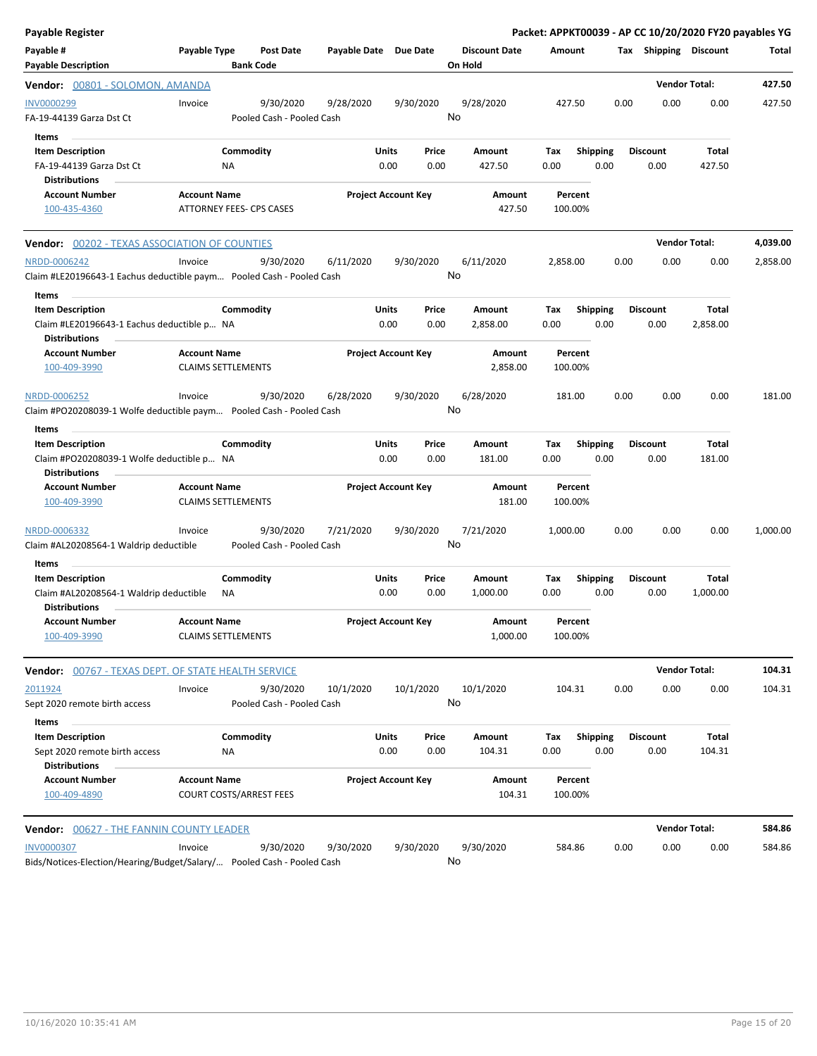**Payable Register** — Packet: APPKT00039 - AP CC 10/20/2020 FY20 payables YG

| Payable # / Payable Description | Payable Type | Post Date / Bank Code | Payable Date | Due Date | Discount Date / On Hold | Amount | Tax | Shipping | Discount | Total |
|---|---|---|---|---|---|---|---|---|---|---|

## Vendor: 00801 - SOLOMON, AMANDA — Vendor Total: 427.50

| Payable # | Payable Type | Post Date | Payable Date | Due Date | Discount Date | Amount | Tax | Shipping | Discount | Total |
|---|---|---|---|---|---|---|---|---|---|---|
| INV0000299 | Invoice | 9/30/2020 | 9/28/2020 | 9/30/2020 | 9/28/2020 | 427.50 | 0.00 | 0.00 | 0.00 | 427.50 |
| FA-19-44139 Garza Dst Ct | | Pooled Cash - Pooled Cash | | | No | | | | | |

**Items**

| Item Description | Commodity | Units | Price | Amount | Tax | Shipping | Discount | Total |
|---|---|---|---|---|---|---|---|---|
| FA-19-44139 Garza Dst Ct | NA | 0.00 | 0.00 | 427.50 | 0.00 | 0.00 | 0.00 | 427.50 |

**Distributions**

| Account Number | Account Name | Project Account Key | Amount | Percent |
|---|---|---|---|---|
| 100-435-4360 | ATTORNEY FEES- CPS CASES | | 427.50 | 100.00% |

## Vendor: 00202 - TEXAS ASSOCIATION OF COUNTIES — Vendor Total: 4,039.00

| Payable # | Payable Type | Post Date | Payable Date | Due Date | Discount Date | Amount | Tax | Shipping | Discount | Total |
|---|---|---|---|---|---|---|---|---|---|---|
| NRDD-0006242 | Invoice | 9/30/2020 | 6/11/2020 | 9/30/2020 | 6/11/2020 | 2,858.00 | 0.00 | 0.00 | 0.00 | 2,858.00 |
| Claim #LE20196643-1 Eachus deductible paym… | | Pooled Cash - Pooled Cash | | | No | | | | | |

**Items**

| Item Description | Commodity | Units | Price | Amount | Tax | Shipping | Discount | Total |
|---|---|---|---|---|---|---|---|---|
| Claim #LE20196643-1 Eachus deductible p… | NA | 0.00 | 0.00 | 2,858.00 | 0.00 | 0.00 | 0.00 | 2,858.00 |

**Distributions**

| Account Number | Account Name | Project Account Key | Amount | Percent |
|---|---|---|---|---|
| 100-409-3990 | CLAIMS SETTLEMENTS | | 2,858.00 | 100.00% |

| Payable # | Payable Type | Post Date | Payable Date | Due Date | Discount Date | Amount | Tax | Shipping | Discount | Total |
|---|---|---|---|---|---|---|---|---|---|---|
| NRDD-0006252 | Invoice | 9/30/2020 | 6/28/2020 | 9/30/2020 | 6/28/2020 | 181.00 | 0.00 | 0.00 | 0.00 | 181.00 |
| Claim #PO20208039-1 Wolfe deductible paym… | | Pooled Cash - Pooled Cash | | | No | | | | | |

**Items**

| Item Description | Commodity | Units | Price | Amount | Tax | Shipping | Discount | Total |
|---|---|---|---|---|---|---|---|---|
| Claim #PO20208039-1 Wolfe deductible p… | NA | 0.00 | 0.00 | 181.00 | 0.00 | 0.00 | 0.00 | 181.00 |

**Distributions**

| Account Number | Account Name | Project Account Key | Amount | Percent |
|---|---|---|---|---|
| 100-409-3990 | CLAIMS SETTLEMENTS | | 181.00 | 100.00% |

| Payable # | Payable Type | Post Date | Payable Date | Due Date | Discount Date | Amount | Tax | Shipping | Discount | Total |
|---|---|---|---|---|---|---|---|---|---|---|
| NRDD-0006332 | Invoice | 9/30/2020 | 7/21/2020 | 9/30/2020 | 7/21/2020 | 1,000.00 | 0.00 | 0.00 | 0.00 | 1,000.00 |
| Claim #AL20208564-1 Waldrip deductible | | Pooled Cash - Pooled Cash | | | No | | | | | |

**Items**

| Item Description | Commodity | Units | Price | Amount | Tax | Shipping | Discount | Total |
|---|---|---|---|---|---|---|---|---|
| Claim #AL20208564-1 Waldrip deductible | NA | 0.00 | 0.00 | 1,000.00 | 0.00 | 0.00 | 0.00 | 1,000.00 |

**Distributions**

| Account Number | Account Name | Project Account Key | Amount | Percent |
|---|---|---|---|---|
| 100-409-3990 | CLAIMS SETTLEMENTS | | 1,000.00 | 100.00% |

## Vendor: 00767 - TEXAS DEPT. OF STATE HEALTH SERVICE — Vendor Total: 104.31

| Payable # | Payable Type | Post Date | Payable Date | Due Date | Discount Date | Amount | Tax | Shipping | Discount | Total |
|---|---|---|---|---|---|---|---|---|---|---|
| 2011924 | Invoice | 9/30/2020 | 10/1/2020 | 10/1/2020 | 10/1/2020 | 104.31 | 0.00 | 0.00 | 0.00 | 104.31 |
| Sept 2020 remote birth access | | Pooled Cash - Pooled Cash | | | No | | | | | |

**Items**

| Item Description | Commodity | Units | Price | Amount | Tax | Shipping | Discount | Total |
|---|---|---|---|---|---|---|---|---|
| Sept 2020 remote birth access | NA | 0.00 | 0.00 | 104.31 | 0.00 | 0.00 | 0.00 | 104.31 |

**Distributions**

| Account Number | Account Name | Project Account Key | Amount | Percent |
|---|---|---|---|---|
| 100-409-4890 | COURT COSTS/ARREST FEES | | 104.31 | 100.00% |

## Vendor: 00627 - THE FANNIN COUNTY LEADER — Vendor Total: 584.86

| Payable # | Payable Type | Post Date | Payable Date | Due Date | Discount Date | Amount | Tax | Shipping | Discount | Total |
|---|---|---|---|---|---|---|---|---|---|---|
| INV0000307 | Invoice | 9/30/2020 | 9/30/2020 | 9/30/2020 | 9/30/2020 | 584.86 | 0.00 | 0.00 | 0.00 | 584.86 |
| Bids/Notices-Election/Hearing/Budget/Salary/… | | Pooled Cash - Pooled Cash | | | No | | | | | |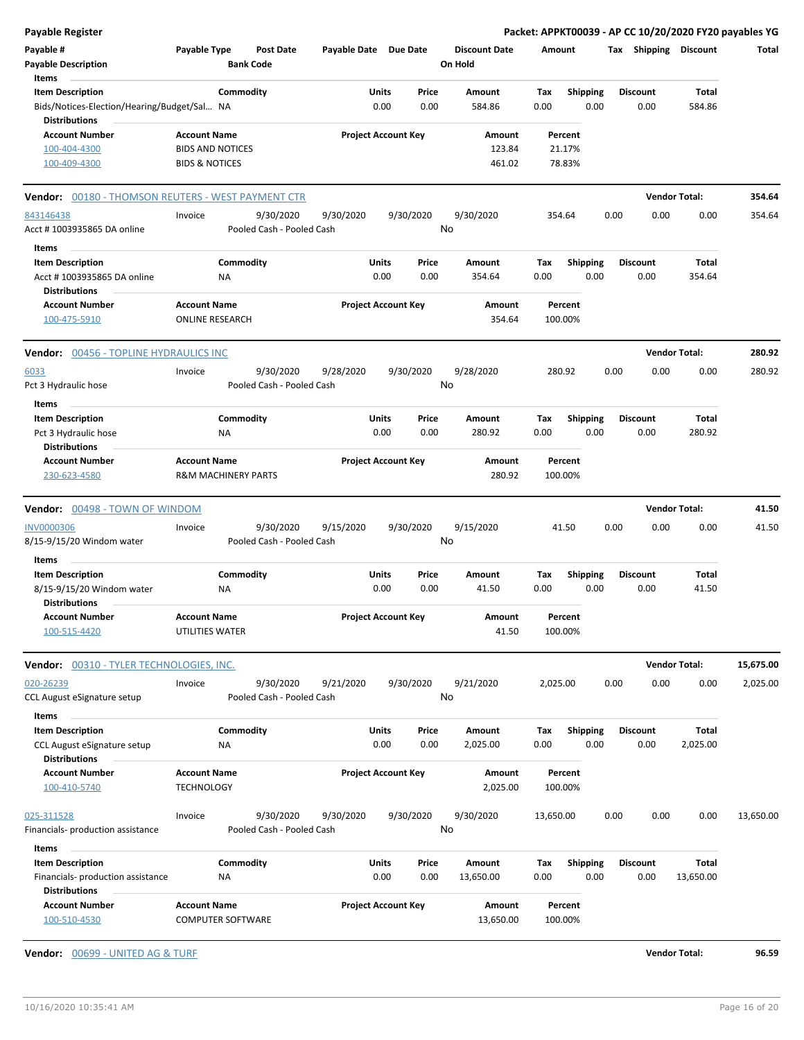## Payable Register

**Packet: APPKT00039 - AP CC 10/20/2020 FY20 payables YG**

| Payable # | Payable Type | Post Date | Payable Date | Due Date | Discount Date | Amount | Tax | Shipping | Discount | Total |
|---|---|---|---|---|---|---|---|---|---|---|
| Payable Description | | Bank Code | | | On Hold | | | | | |

**Items**

| Item Description | Commodity | Units | Price | Amount | Tax | Shipping | Discount | Total |
|---|---|---|---|---|---|---|---|---|
| Bids/Notices-Election/Hearing/Budget/Sal… | NA | 0.00 | 0.00 | 584.86 | 0.00 | 0.00 | 0.00 | 584.86 |

**Distributions**

| Account Number | Account Name | Project Account Key | Amount | Percent |
|---|---|---|---|---|
| 100-404-4300 | BIDS AND NOTICES | | 123.84 | 21.17% |
| 100-409-4300 | BIDS & NOTICES | | 461.02 | 78.83% |

---

**Vendor: 00180 - THOMSON REUTERS - WEST PAYMENT CTR** — **Vendor Total: 354.64**

| Payable # | Payable Type | Post Date | Payable Date | Due Date | Discount Date | Amount | Tax | Shipping | Discount | Total |
|---|---|---|---|---|---|---|---|---|---|---|
| 843146438 | Invoice | 9/30/2020 | 9/30/2020 | 9/30/2020 | 9/30/2020 | 354.64 | 0.00 | 0.00 | 0.00 | 354.64 |
| Acct # 1003935865 DA online | | Pooled Cash - Pooled Cash | | | No | | | | | |

**Items**

| Item Description | Commodity | Units | Price | Amount | Tax | Shipping | Discount | Total |
|---|---|---|---|---|---|---|---|---|
| Acct # 1003935865 DA online | NA | 0.00 | 0.00 | 354.64 | 0.00 | 0.00 | 0.00 | 354.64 |

**Distributions**

| Account Number | Account Name | Project Account Key | Amount | Percent |
|---|---|---|---|---|
| 100-475-5910 | ONLINE RESEARCH | | 354.64 | 100.00% |

---

**Vendor: 00456 - TOPLINE HYDRAULICS INC** — **Vendor Total: 280.92**

| Payable # | Payable Type | Post Date | Payable Date | Due Date | Discount Date | Amount | Tax | Shipping | Discount | Total |
|---|---|---|---|---|---|---|---|---|---|---|
| 6033 | Invoice | 9/30/2020 | 9/28/2020 | 9/30/2020 | 9/28/2020 | 280.92 | 0.00 | 0.00 | 0.00 | 280.92 |
| Pct 3 Hydraulic hose | | Pooled Cash - Pooled Cash | | | No | | | | | |

**Items**

| Item Description | Commodity | Units | Price | Amount | Tax | Shipping | Discount | Total |
|---|---|---|---|---|---|---|---|---|
| Pct 3 Hydraulic hose | NA | 0.00 | 0.00 | 280.92 | 0.00 | 0.00 | 0.00 | 280.92 |

**Distributions**

| Account Number | Account Name | Project Account Key | Amount | Percent |
|---|---|---|---|---|
| 230-623-4580 | R&M MACHINERY PARTS | | 280.92 | 100.00% |

---

**Vendor: 00498 - TOWN OF WINDOM** — **Vendor Total: 41.50**

| Payable # | Payable Type | Post Date | Payable Date | Due Date | Discount Date | Amount | Tax | Shipping | Discount | Total |
|---|---|---|---|---|---|---|---|---|---|---|
| INV0000306 | Invoice | 9/30/2020 | 9/15/2020 | 9/30/2020 | 9/15/2020 | 41.50 | 0.00 | 0.00 | 0.00 | 41.50 |
| 8/15-9/15/20 Windom water | | Pooled Cash - Pooled Cash | | | No | | | | | |

**Items**

| Item Description | Commodity | Units | Price | Amount | Tax | Shipping | Discount | Total |
|---|---|---|---|---|---|---|---|---|
| 8/15-9/15/20 Windom water | NA | 0.00 | 0.00 | 41.50 | 0.00 | 0.00 | 0.00 | 41.50 |

**Distributions**

| Account Number | Account Name | Project Account Key | Amount | Percent |
|---|---|---|---|---|
| 100-515-4420 | UTILITIES WATER | | 41.50 | 100.00% |

---

**Vendor: 00310 - TYLER TECHNOLOGIES, INC.** — **Vendor Total: 15,675.00**

| Payable # | Payable Type | Post Date | Payable Date | Due Date | Discount Date | Amount | Tax | Shipping | Discount | Total |
|---|---|---|---|---|---|---|---|---|---|---|
| 020-26239 | Invoice | 9/30/2020 | 9/21/2020 | 9/30/2020 | 9/21/2020 | 2,025.00 | 0.00 | 0.00 | 0.00 | 2,025.00 |
| CCL August eSignature setup | | Pooled Cash - Pooled Cash | | | No | | | | | |

**Items**

| Item Description | Commodity | Units | Price | Amount | Tax | Shipping | Discount | Total |
|---|---|---|---|---|---|---|---|---|
| CCL August eSignature setup | NA | 0.00 | 0.00 | 2,025.00 | 0.00 | 0.00 | 0.00 | 2,025.00 |

**Distributions**

| Account Number | Account Name | Project Account Key | Amount | Percent |
|---|---|---|---|---|
| 100-410-5740 | TECHNOLOGY | | 2,025.00 | 100.00% |

| Payable # | Payable Type | Post Date | Payable Date | Due Date | Discount Date | Amount | Tax | Shipping | Discount | Total |
|---|---|---|---|---|---|---|---|---|---|---|
| 025-311528 | Invoice | 9/30/2020 | 9/30/2020 | 9/30/2020 | 9/30/2020 | 13,650.00 | 0.00 | 0.00 | 0.00 | 13,650.00 |
| Financials- production assistance | | Pooled Cash - Pooled Cash | | | No | | | | | |

**Items**

| Item Description | Commodity | Units | Price | Amount | Tax | Shipping | Discount | Total |
|---|---|---|---|---|---|---|---|---|
| Financials- production assistance | NA | 0.00 | 0.00 | 13,650.00 | 0.00 | 0.00 | 0.00 | 13,650.00 |

**Distributions**

| Account Number | Account Name | Project Account Key | Amount | Percent |
|---|---|---|---|---|
| 100-510-4530 | COMPUTER SOFTWARE | | 13,650.00 | 100.00% |

---

**Vendor: 00699 - UNITED AG & TURF** — **Vendor Total: 96.59**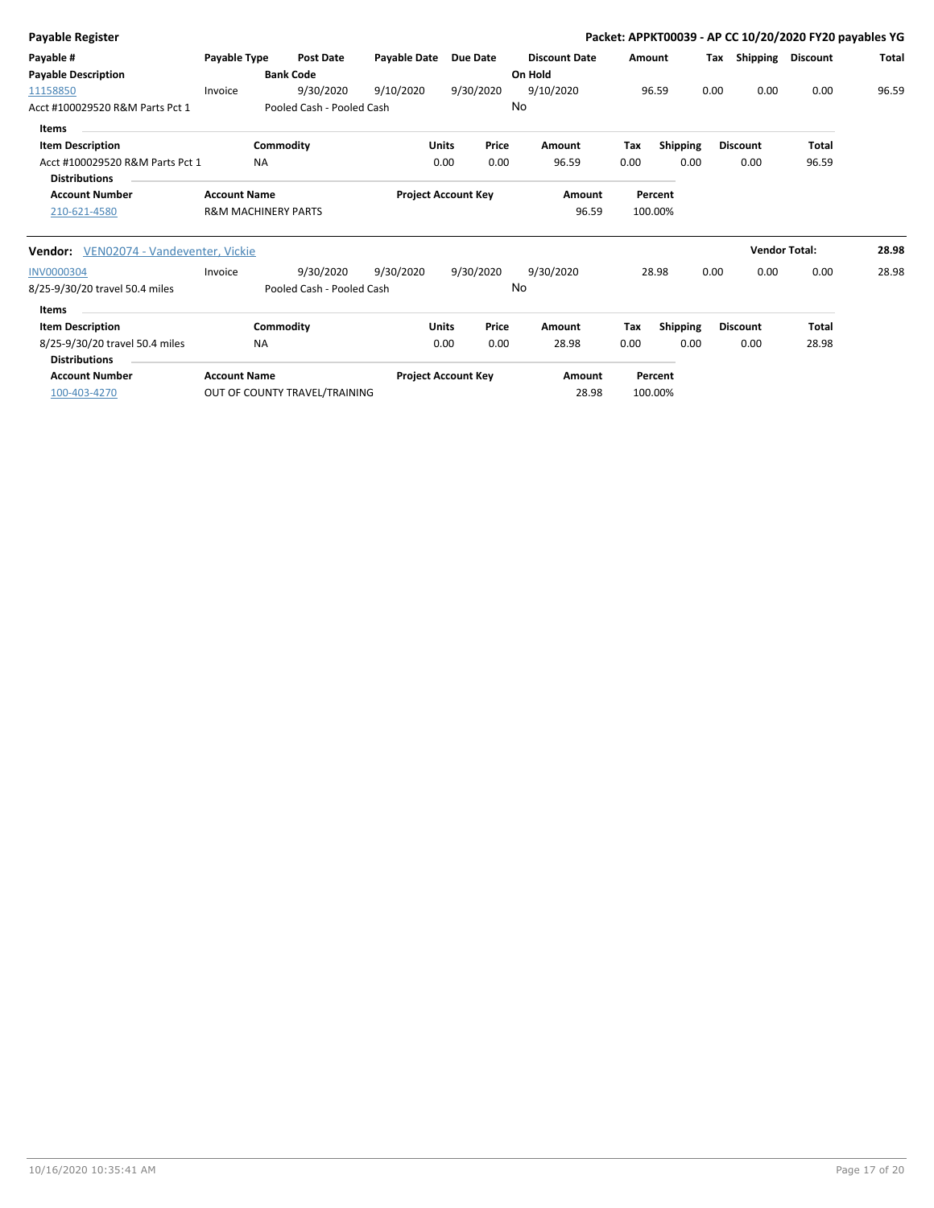**Payable Register** — Packet: APPKT00039 - AP CC 10/20/2020 FY20 payables YG

| Payable # | Payable Type | Post Date | Payable Date | Due Date | Discount Date | Amount | Tax | Shipping | Discount | Total |
|---|---|---|---|---|---|---|---|---|---|---|
| **Payable Description** | | **Bank Code** | | | **On Hold** | | | | | |
| 11158850 | Invoice | 9/30/2020 | 9/10/2020 | 9/30/2020 | 9/10/2020 | 96.59 | 0.00 | 0.00 | 0.00 | 96.59 |
| Acct #100029520 R&M Parts Pct 1 | | Pooled Cash - Pooled Cash | | | No | | | | | |

**Items**

| Item Description | Commodity | Units | Price | Amount | Tax | Shipping | Discount | Total |
|---|---|---|---|---|---|---|---|---|
| Acct #100029520 R&M Parts Pct 1 | NA | 0.00 | 0.00 | 96.59 | 0.00 | 0.00 | 0.00 | 96.59 |

**Distributions**

| Account Number | Account Name | Project Account Key | Amount | Percent |
|---|---|---|---|---|
| 210-621-4580 | R&M MACHINERY PARTS | | 96.59 | 100.00% |

**Vendor:** VEN02074 - Vandeventer, Vickie — **Vendor Total:** 28.98

| Payable # | Payable Type | Post Date | Payable Date | Due Date | Discount Date | Amount | Tax | Shipping | Discount | Total |
|---|---|---|---|---|---|---|---|---|---|---|
| INV0000304 | Invoice | 9/30/2020 | 9/30/2020 | 9/30/2020 | 9/30/2020 | 28.98 | 0.00 | 0.00 | 0.00 | 28.98 |
| 8/25-9/30/20 travel 50.4 miles | | Pooled Cash - Pooled Cash | | | No | | | | | |

**Items**

| Item Description | Commodity | Units | Price | Amount | Tax | Shipping | Discount | Total |
|---|---|---|---|---|---|---|---|---|
| 8/25-9/30/20 travel 50.4 miles | NA | 0.00 | 0.00 | 28.98 | 0.00 | 0.00 | 0.00 | 28.98 |

**Distributions**

| Account Number | Account Name | Project Account Key | Amount | Percent |
|---|---|---|---|---|
| 100-403-4270 | OUT OF COUNTY TRAVEL/TRAINING | | 28.98 | 100.00% |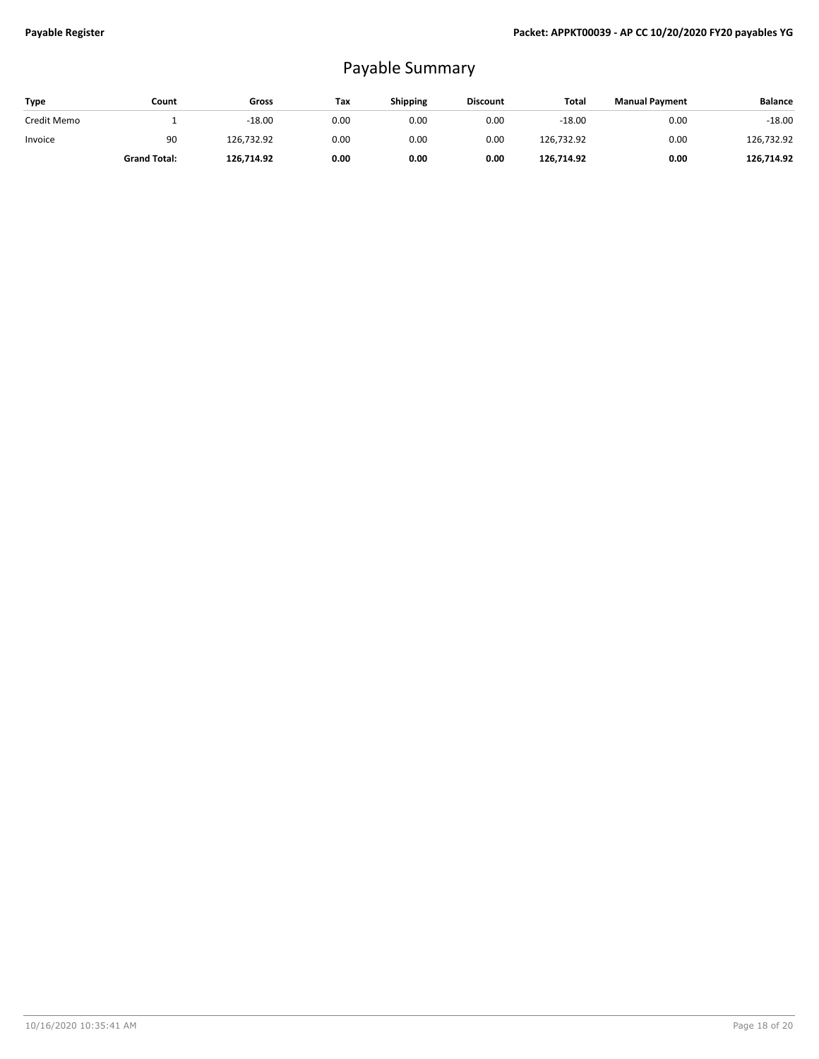# Payable Summary

| Type | Count | Gross | Tax | Shipping | Discount | Total | Manual Payment | Balance |
|---|---|---|---|---|---|---|---|---|
| Credit Memo | 1 | -18.00 | 0.00 | 0.00 | 0.00 | -18.00 | 0.00 | -18.00 |
| Invoice | 90 | 126,732.92 | 0.00 | 0.00 | 0.00 | 126,732.92 | 0.00 | 126,732.92 |
| | **Grand Total:** | **126,714.92** | **0.00** | **0.00** | **0.00** | **126,714.92** | **0.00** | **126,714.92** |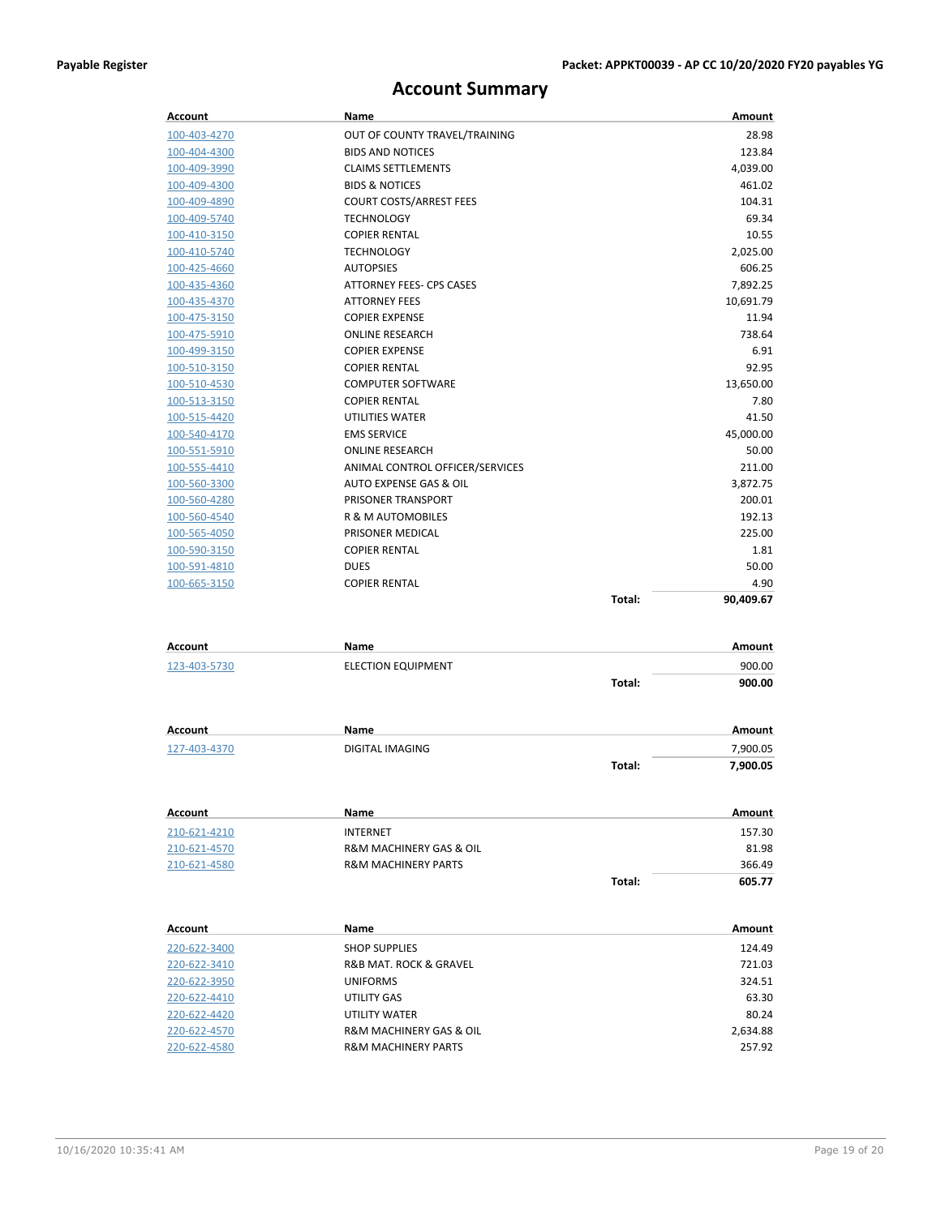# Account Summary

| Account | Name | | Amount |
|---|---|---|---|
| 100-403-4270 | OUT OF COUNTY TRAVEL/TRAINING | | 28.98 |
| 100-404-4300 | BIDS AND NOTICES | | 123.84 |
| 100-409-3990 | CLAIMS SETTLEMENTS | | 4,039.00 |
| 100-409-4300 | BIDS & NOTICES | | 461.02 |
| 100-409-4890 | COURT COSTS/ARREST FEES | | 104.31 |
| 100-409-5740 | TECHNOLOGY | | 69.34 |
| 100-410-3150 | COPIER RENTAL | | 10.55 |
| 100-410-5740 | TECHNOLOGY | | 2,025.00 |
| 100-425-4660 | AUTOPSIES | | 606.25 |
| 100-435-4360 | ATTORNEY FEES- CPS CASES | | 7,892.25 |
| 100-435-4370 | ATTORNEY FEES | | 10,691.79 |
| 100-475-3150 | COPIER EXPENSE | | 11.94 |
| 100-475-5910 | ONLINE RESEARCH | | 738.64 |
| 100-499-3150 | COPIER EXPENSE | | 6.91 |
| 100-510-3150 | COPIER RENTAL | | 92.95 |
| 100-510-4530 | COMPUTER SOFTWARE | | 13,650.00 |
| 100-513-3150 | COPIER RENTAL | | 7.80 |
| 100-515-4420 | UTILITIES WATER | | 41.50 |
| 100-540-4170 | EMS SERVICE | | 45,000.00 |
| 100-551-5910 | ONLINE RESEARCH | | 50.00 |
| 100-555-4410 | ANIMAL CONTROL OFFICER/SERVICES | | 211.00 |
| 100-560-3300 | AUTO EXPENSE GAS & OIL | | 3,872.75 |
| 100-560-4280 | PRISONER TRANSPORT | | 200.01 |
| 100-560-4540 | R & M AUTOMOBILES | | 192.13 |
| 100-565-4050 | PRISONER MEDICAL | | 225.00 |
| 100-590-3150 | COPIER RENTAL | | 1.81 |
| 100-591-4810 | DUES | | 50.00 |
| 100-665-3150 | COPIER RENTAL | | 4.90 |
| | | **Total:** | **90,409.67** |

| Account | Name | | Amount |
|---|---|---|---|
| 123-403-5730 | ELECTION EQUIPMENT | | 900.00 |
| | | **Total:** | **900.00** |

| Account | Name | | Amount |
|---|---|---|---|
| 127-403-4370 | DIGITAL IMAGING | | 7,900.05 |
| | | **Total:** | **7,900.05** |

| Account | Name | | Amount |
|---|---|---|---|
| 210-621-4210 | INTERNET | | 157.30 |
| 210-621-4570 | R&M MACHINERY GAS & OIL | | 81.98 |
| 210-621-4580 | R&M MACHINERY PARTS | | 366.49 |
| | | **Total:** | **605.77** |

| Account | Name | Amount |
|---|---|---|
| 220-622-3400 | SHOP SUPPLIES | 124.49 |
| 220-622-3410 | R&B MAT. ROCK & GRAVEL | 721.03 |
| 220-622-3950 | UNIFORMS | 324.51 |
| 220-622-4410 | UTILITY GAS | 63.30 |
| 220-622-4420 | UTILITY WATER | 80.24 |
| 220-622-4570 | R&M MACHINERY GAS & OIL | 2,634.88 |
| 220-622-4580 | R&M MACHINERY PARTS | 257.92 |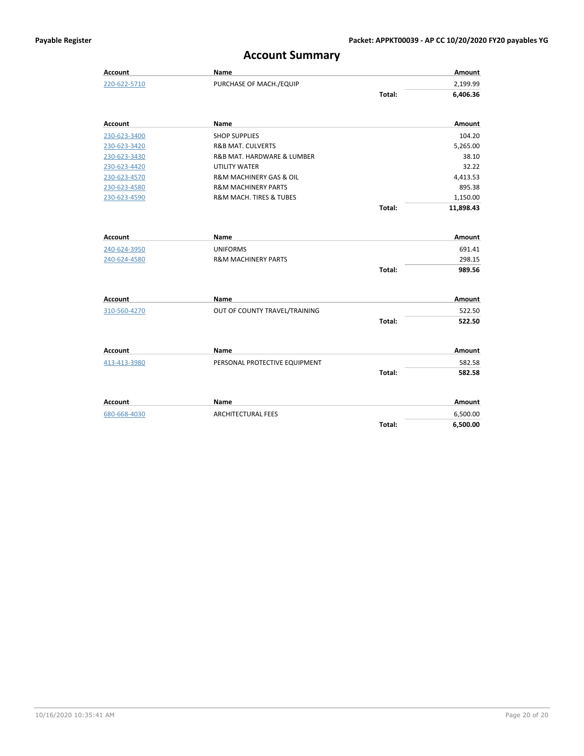## Account Summary

| Account | Name | | Amount |
|---|---|---|---|
| 220-622-5710 | PURCHASE OF MACH./EQUIP | | 2,199.99 |
| | | Total: | 6,406.36 |

| Account | Name | | Amount |
|---|---|---|---|
| 230-623-3400 | SHOP SUPPLIES | | 104.20 |
| 230-623-3420 | R&B MAT. CULVERTS | | 5,265.00 |
| 230-623-3430 | R&B MAT. HARDWARE & LUMBER | | 38.10 |
| 230-623-4420 | UTILITY WATER | | 32.22 |
| 230-623-4570 | R&M MACHINERY GAS & OIL | | 4,413.53 |
| 230-623-4580 | R&M MACHINERY PARTS | | 895.38 |
| 230-623-4590 | R&M MACH. TIRES & TUBES | | 1,150.00 |
| | | Total: | 11,898.43 |

| Account | Name | | Amount |
|---|---|---|---|
| 240-624-3950 | UNIFORMS | | 691.41 |
| 240-624-4580 | R&M MACHINERY PARTS | | 298.15 |
| | | Total: | 989.56 |

| Account | Name | | Amount |
|---|---|---|---|
| 310-560-4270 | OUT OF COUNTY TRAVEL/TRAINING | | 522.50 |
| | | Total: | 522.50 |

| Account | Name | | Amount |
|---|---|---|---|
| 413-413-3980 | PERSONAL PROTECTIVE EQUIPMENT | | 582.58 |
| | | Total: | 582.58 |

| Account | Name | | Amount |
|---|---|---|---|
| 680-668-4030 | ARCHITECTURAL FEES | | 6,500.00 |
| | | Total: | 6,500.00 |